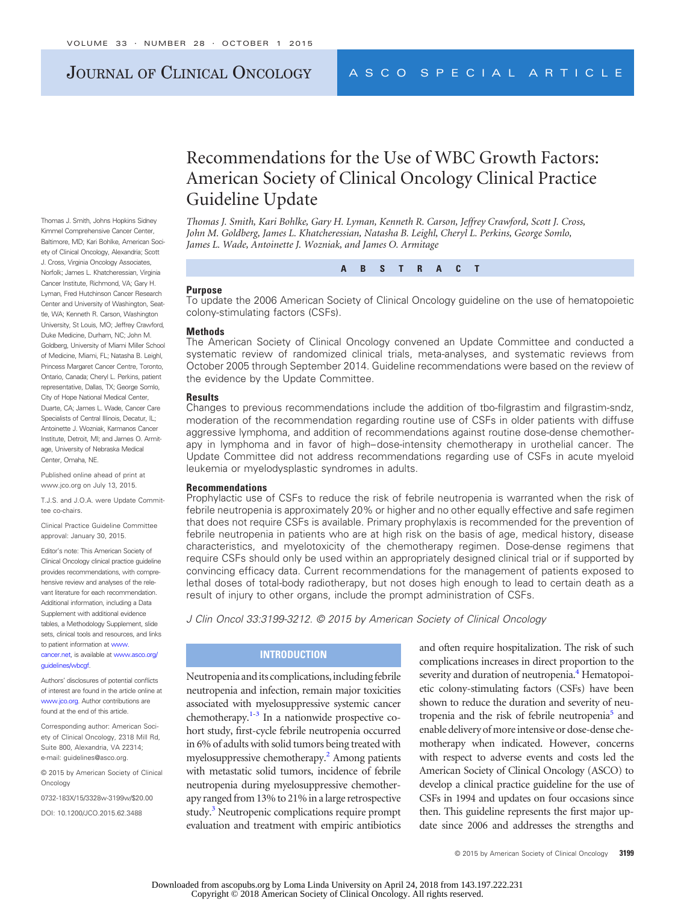ASCO SPECIAL ARTICLE

# Recommendations for the Use of WBC Growth Factors: American Society of Clinical Oncology Clinical Practice Guideline Update

*Thomas J. Smith, Kari Bohlke, Gary H. Lyman, Kenneth R. Carson, Jeffrey Crawford, Scott J. Cross, John M. Goldberg, James L. Khatcheressian, Natasha B. Leighl, Cheryl L. Perkins, George Somlo, James L. Wade, Antoinette J. Wozniak, and James O. Armitage*

Thomas J. Smith, Johns Hopkins Sidney Kimmel Comprehensive Cancer Center, Baltimore, MD; Kari Bohlke, American Society of Clinical Oncology, Alexandria; Scott J. Cross, Virginia Oncology Associates, Norfolk; James L. Khatcheressian, Virginia Cancer Institute, Richmond, VA; Gary H. Lyman, Fred Hutchinson Cancer Research Center and University of Washington, Seattle, WA; Kenneth R. Carson, Washington University, St Louis, MO; Jeffrey Crawford, Duke Medicine, Durham, NC; John M. Goldberg, University of Miami Miller School of Medicine, Miami, FL; Natasha B. Leighl, Princess Margaret Cancer Centre, Toronto, Ontario, Canada; Cheryl L. Perkins, patient representative, Dallas, TX; George Somlo, City of Hope National Medical Center, Duarte, CA; James L. Wade, Cancer Care Specialists of Central Illinois, Decatur, IL; Antoinette J. Wozniak, Karmanos Cancer Institute, Detroit, MI; and James O. Armitage, University of Nebraska Medical Center, Omaha, NE.

Published online ahead of print at www.jco.org on July 13, 2015.

T.J.S. and J.O.A. were Update Committee co-chairs.

Clinical Practice Guideline Committee approval: January 30, 2015.

Editor's note: This American Society of Clinical Oncology clinical practice guideline provides recommendations, with comprehensive review and analyses of the relevant literature for each recommendation. Additional information, including a Data Supplement with additional evidence tables, a Methodology Supplement, slide sets, clinical tools and resources, and links to patient information at www.cancer.net, is available at www.asco.org/guidelines/wbcgf.

Authors' disclosures of potential conflicts of interest are found in the article online at www.jco.org. Author contributions are found at the end of this article.

Corresponding author: American Society of Clinical Oncology, 2318 Mill Rd, Suite 800, Alexandria, VA 22314; e-mail: guidelines@asco.org.

© 2015 by American Society of Clinical Oncology

0732-183X/15/3328w-3199w/$20.00

DOI: 10.1200/JCO.2015.62.3488

## A B S T R A C T

### Purpose

To update the 2006 American Society of Clinical Oncology guideline on the use of hematopoietic colony-stimulating factors (CSFs).

### Methods

The American Society of Clinical Oncology convened an Update Committee and conducted a systematic review of randomized clinical trials, meta-analyses, and systematic reviews from October 2005 through September 2014. Guideline recommendations were based on the review of the evidence by the Update Committee.

### Results

Changes to previous recommendations include the addition of tbo-filgrastim and filgrastim-sndz, moderation of the recommendation regarding routine use of CSFs in older patients with diffuse aggressive lymphoma, and addition of recommendations against routine dose-dense chemotherapy in lymphoma and in favor of high–dose-intensity chemotherapy in urothelial cancer. The Update Committee did not address recommendations regarding use of CSFs in acute myeloid leukemia or myelodysplastic syndromes in adults.

### Recommendations

Prophylactic use of CSFs to reduce the risk of febrile neutropenia is warranted when the risk of febrile neutropenia is approximately 20% or higher and no other equally effective and safe regimen that does not require CSFs is available. Primary prophylaxis is recommended for the prevention of febrile neutropenia in patients who are at high risk on the basis of age, medical history, disease characteristics, and myelotoxicity of the chemotherapy regimen. Dose-dense regimens that require CSFs should only be used within an appropriately designed clinical trial or if supported by convincing efficacy data. Current recommendations for the management of patients exposed to lethal doses of total-body radiotherapy, but not doses high enough to lead to certain death as a result of injury to other organs, include the prompt administration of CSFs.

*J Clin Oncol 33:3199-3212. © 2015 by American Society of Clinical Oncology*

## INTRODUCTION

Neutropenia and its complications, including febrile neutropenia and infection, remain major toxicities associated with myelosuppressive systemic cancer chemotherapy.[1-3] In a nationwide prospective cohort study, first-cycle febrile neutropenia occurred in 6% of adults with solid tumors being treated with myelosuppressive chemotherapy.[2] Among patients with metastatic solid tumors, incidence of febrile neutropenia during myelosuppressive chemotherapy ranged from 13% to 21% in a large retrospective study.[3] Neutropenic complications require prompt evaluation and treatment with empiric antibiotics and often require hospitalization. The risk of such complications increases in direct proportion to the severity and duration of neutropenia.[4] Hematopoietic colony-stimulating factors (CSFs) have been shown to reduce the duration and severity of neutropenia and the risk of febrile neutropenia[5] and enable delivery of more intensive or dose-dense chemotherapy when indicated. However, concerns with respect to adverse events and costs led the American Society of Clinical Oncology (ASCO) to develop a clinical practice guideline for the use of CSFs in 1994 and updates on four occasions since then. This guideline represents the first major update since 2006 and addresses the strengths and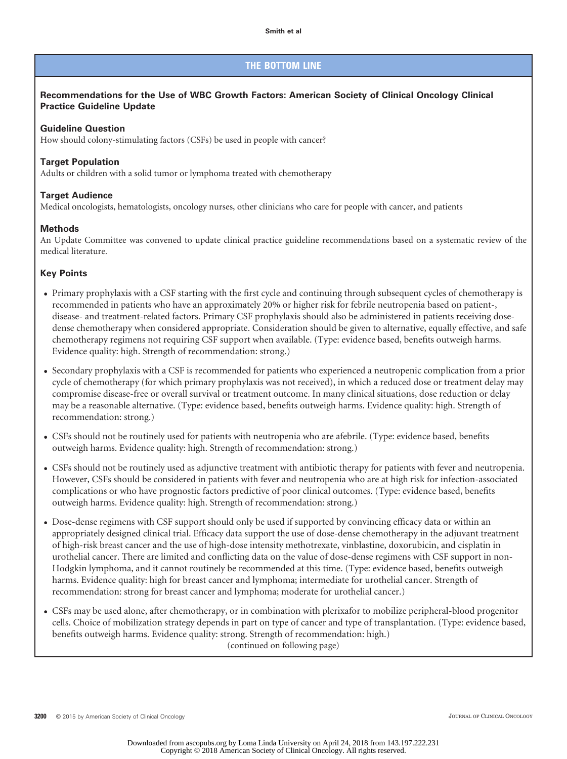## THE BOTTOM LINE

### Recommendations for the Use of WBC Growth Factors: American Society of Clinical Oncology Clinical Practice Guideline Update

#### Guideline Question

How should colony-stimulating factors (CSFs) be used in people with cancer?

#### Target Population

Adults or children with a solid tumor or lymphoma treated with chemotherapy

#### Target Audience

Medical oncologists, hematologists, oncology nurses, other clinicians who care for people with cancer, and patients

#### Methods

An Update Committee was convened to update clinical practice guideline recommendations based on a systematic review of the medical literature.

#### Key Points

- Primary prophylaxis with a CSF starting with the first cycle and continuing through subsequent cycles of chemotherapy is recommended in patients who have an approximately 20% or higher risk for febrile neutropenia based on patient-, disease- and treatment-related factors. Primary CSF prophylaxis should also be administered in patients receiving dose-dense chemotherapy when considered appropriate. Consideration should be given to alternative, equally effective, and safe chemotherapy regimens not requiring CSF support when available. (Type: evidence based, benefits outweigh harms. Evidence quality: high. Strength of recommendation: strong.)

- Secondary prophylaxis with a CSF is recommended for patients who experienced a neutropenic complication from a prior cycle of chemotherapy (for which primary prophylaxis was not received), in which a reduced dose or treatment delay may compromise disease-free or overall survival or treatment outcome. In many clinical situations, dose reduction or delay may be a reasonable alternative. (Type: evidence based, benefits outweigh harms. Evidence quality: high. Strength of recommendation: strong.)

- CSFs should not be routinely used for patients with neutropenia who are afebrile. (Type: evidence based, benefits outweigh harms. Evidence quality: high. Strength of recommendation: strong.)

- CSFs should not be routinely used as adjunctive treatment with antibiotic therapy for patients with fever and neutropenia. However, CSFs should be considered in patients with fever and neutropenia who are at high risk for infection-associated complications or who have prognostic factors predictive of poor clinical outcomes. (Type: evidence based, benefits outweigh harms. Evidence quality: high. Strength of recommendation: strong.)

- Dose-dense regimens with CSF support should only be used if supported by convincing efficacy data or within an appropriately designed clinical trial. Efficacy data support the use of dose-dense chemotherapy in the adjuvant treatment of high-risk breast cancer and the use of high-dose intensity methotrexate, vinblastine, doxorubicin, and cisplatin in urothelial cancer. There are limited and conflicting data on the value of dose-dense regimens with CSF support in non-Hodgkin lymphoma, and it cannot routinely be recommended at this time. (Type: evidence based, benefits outweigh harms. Evidence quality: high for breast cancer and lymphoma; intermediate for urothelial cancer. Strength of recommendation: strong for breast cancer and lymphoma; moderate for urothelial cancer.)

- CSFs may be used alone, after chemotherapy, or in combination with plerixafor to mobilize peripheral-blood progenitor cells. Choice of mobilization strategy depends in part on type of cancer and type of transplantation. (Type: evidence based, benefits outweigh harms. Evidence quality: strong. Strength of recommendation: high.)

(continued on following page)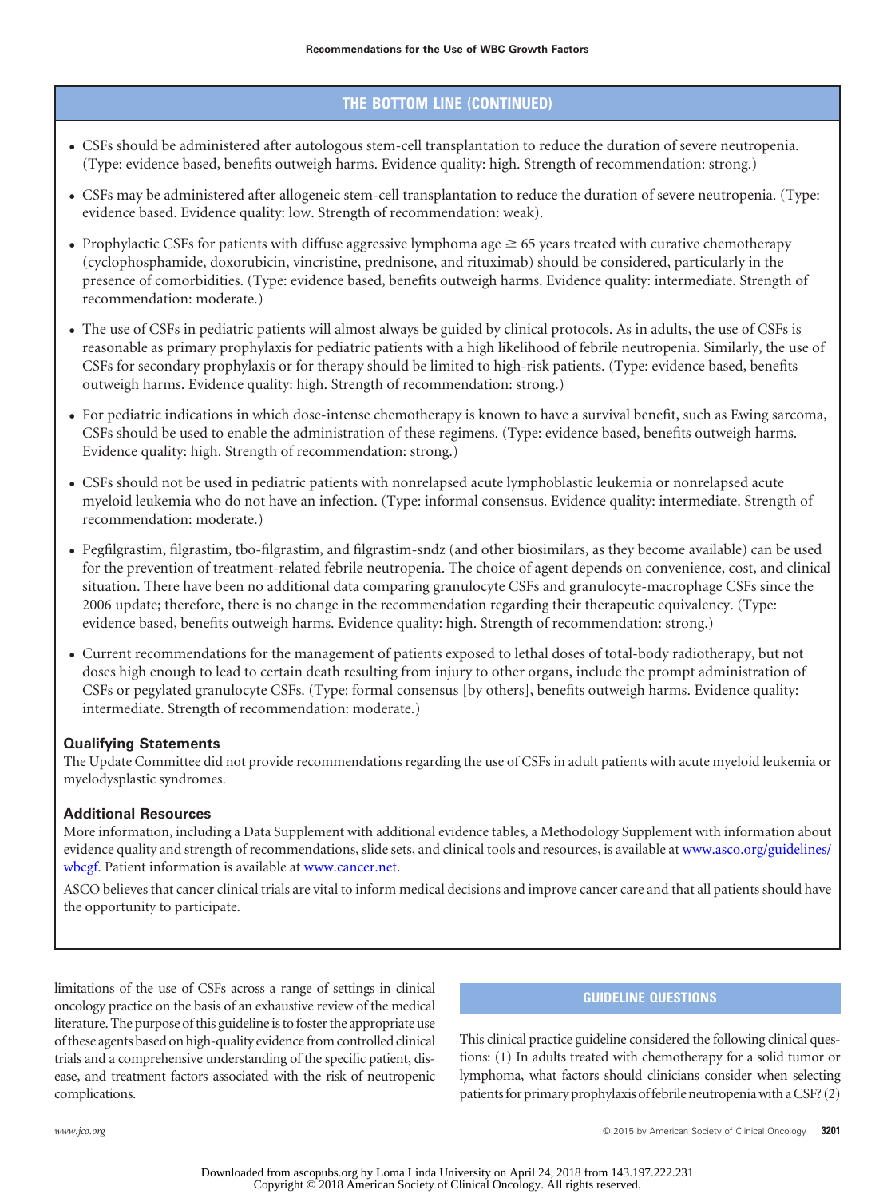## THE BOTTOM LINE (CONTINUED)

- CSFs should be administered after autologous stem-cell transplantation to reduce the duration of severe neutropenia. (Type: evidence based, benefits outweigh harms. Evidence quality: high. Strength of recommendation: strong.)
- CSFs may be administered after allogeneic stem-cell transplantation to reduce the duration of severe neutropenia. (Type: evidence based. Evidence quality: low. Strength of recommendation: weak).
- Prophylactic CSFs for patients with diffuse aggressive lymphoma age ≥ 65 years treated with curative chemotherapy (cyclophosphamide, doxorubicin, vincristine, prednisone, and rituximab) should be considered, particularly in the presence of comorbidities. (Type: evidence based, benefits outweigh harms. Evidence quality: intermediate. Strength of recommendation: moderate.)
- The use of CSFs in pediatric patients will almost always be guided by clinical protocols. As in adults, the use of CSFs is reasonable as primary prophylaxis for pediatric patients with a high likelihood of febrile neutropenia. Similarly, the use of CSFs for secondary prophylaxis or for therapy should be limited to high-risk patients. (Type: evidence based, benefits outweigh harms. Evidence quality: high. Strength of recommendation: strong.)
- For pediatric indications in which dose-intense chemotherapy is known to have a survival benefit, such as Ewing sarcoma, CSFs should be used to enable the administration of these regimens. (Type: evidence based, benefits outweigh harms. Evidence quality: high. Strength of recommendation: strong.)
- CSFs should not be used in pediatric patients with nonrelapsed acute lymphoblastic leukemia or nonrelapsed acute myeloid leukemia who do not have an infection. (Type: informal consensus. Evidence quality: intermediate. Strength of recommendation: moderate.)
- Pegfilgrastim, filgrastim, tbo-filgrastim, and filgrastim-sndz (and other biosimilars, as they become available) can be used for the prevention of treatment-related febrile neutropenia. The choice of agent depends on convenience, cost, and clinical situation. There have been no additional data comparing granulocyte CSFs and granulocyte-macrophage CSFs since the 2006 update; therefore, there is no change in the recommendation regarding their therapeutic equivalency. (Type: evidence based, benefits outweigh harms. Evidence quality: high. Strength of recommendation: strong.)
- Current recommendations for the management of patients exposed to lethal doses of total-body radiotherapy, but not doses high enough to lead to certain death resulting from injury to other organs, include the prompt administration of CSFs or pegylated granulocyte CSFs. (Type: formal consensus [by others], benefits outweigh harms. Evidence quality: intermediate. Strength of recommendation: moderate.)

### Qualifying Statements

The Update Committee did not provide recommendations regarding the use of CSFs in adult patients with acute myeloid leukemia or myelodysplastic syndromes.

### Additional Resources

More information, including a Data Supplement with additional evidence tables, a Methodology Supplement with information about evidence quality and strength of recommendations, slide sets, and clinical tools and resources, is available at www.asco.org/guidelines/wbcgf. Patient information is available at www.cancer.net.

ASCO believes that cancer clinical trials are vital to inform medical decisions and improve cancer care and that all patients should have the opportunity to participate.

limitations of the use of CSFs across a range of settings in clinical oncology practice on the basis of an exhaustive review of the medical literature. The purpose of this guideline is to foster the appropriate use of these agents based on high-quality evidence from controlled clinical trials and a comprehensive understanding of the specific patient, disease, and treatment factors associated with the risk of neutropenic complications.

## GUIDELINE QUESTIONS

This clinical practice guideline considered the following clinical questions: (1) In adults treated with chemotherapy for a solid tumor or lymphoma, what factors should clinicians consider when selecting patients for primary prophylaxis of febrile neutropenia with a CSF? (2)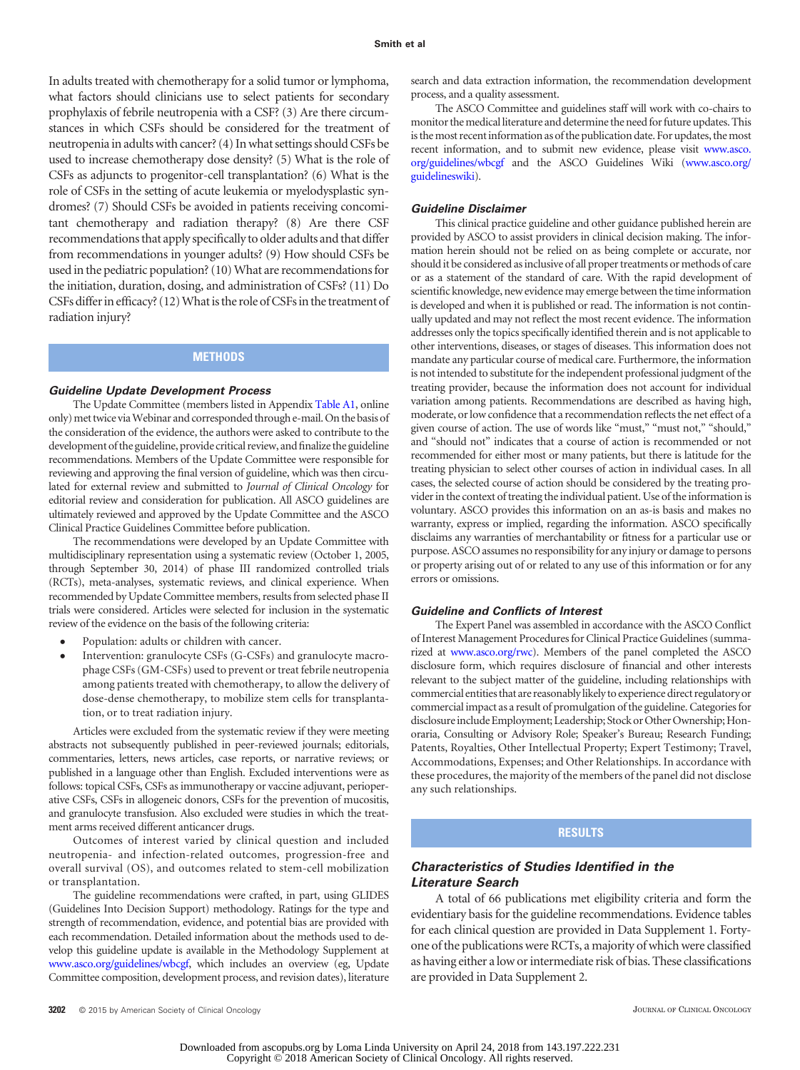In adults treated with chemotherapy for a solid tumor or lymphoma, what factors should clinicians use to select patients for secondary prophylaxis of febrile neutropenia with a CSF? (3) Are there circumstances in which CSFs should be considered for the treatment of neutropenia in adults with cancer? (4) In what settings should CSFs be used to increase chemotherapy dose density? (5) What is the role of CSFs as adjuncts to progenitor-cell transplantation? (6) What is the role of CSFs in the setting of acute leukemia or myelodysplastic syndromes? (7) Should CSFs be avoided in patients receiving concomitant chemotherapy and radiation therapy? (8) Are there CSF recommendations that apply specifically to older adults and that differ from recommendations in younger adults? (9) How should CSFs be used in the pediatric population? (10) What are recommendations for the initiation, duration, dosing, and administration of CSFs? (11) Do CSFs differ in efficacy? (12) What is the role of CSFs in the treatment of radiation injury?

## METHODS

### Guideline Update Development Process

The Update Committee (members listed in Appendix Table A1, online only) met twice via Webinar and corresponded through e-mail. On the basis of the consideration of the evidence, the authors were asked to contribute to the development of the guideline, provide critical review, and finalize the guideline recommendations. Members of the Update Committee were responsible for reviewing and approving the final version of guideline, which was then circulated for external review and submitted to *Journal of Clinical Oncology* for editorial review and consideration for publication. All ASCO guidelines are ultimately reviewed and approved by the Update Committee and the ASCO Clinical Practice Guidelines Committee before publication.

The recommendations were developed by an Update Committee with multidisciplinary representation using a systematic review (October 1, 2005, through September 30, 2014) of phase III randomized controlled trials (RCTs), meta-analyses, systematic reviews, and clinical experience. When recommended by Update Committee members, results from selected phase II trials were considered. Articles were selected for inclusion in the systematic review of the evidence on the basis of the following criteria:

- Population: adults or children with cancer.
- Intervention: granulocyte CSFs (G-CSFs) and granulocyte macrophage CSFs (GM-CSFs) used to prevent or treat febrile neutropenia among patients treated with chemotherapy, to allow the delivery of dose-dense chemotherapy, to mobilize stem cells for transplantation, or to treat radiation injury.

Articles were excluded from the systematic review if they were meeting abstracts not subsequently published in peer-reviewed journals; editorials, commentaries, letters, news articles, case reports, or narrative reviews; or published in a language other than English. Excluded interventions were as follows: topical CSFs, CSFs as immunotherapy or vaccine adjuvant, perioperative CSFs, CSFs in allogeneic donors, CSFs for the prevention of mucositis, and granulocyte transfusion. Also excluded were studies in which the treatment arms received different anticancer drugs.

Outcomes of interest varied by clinical question and included neutropenia- and infection-related outcomes, progression-free and overall survival (OS), and outcomes related to stem-cell mobilization or transplantation.

The guideline recommendations were crafted, in part, using GLIDES (Guidelines Into Decision Support) methodology. Ratings for the type and strength of recommendation, evidence, and potential bias are provided with each recommendation. Detailed information about the methods used to develop this guideline update is available in the Methodology Supplement at www.asco.org/guidelines/wbcgf, which includes an overview (eg, Update Committee composition, development process, and revision dates), literature search and data extraction information, the recommendation development process, and a quality assessment.

The ASCO Committee and guidelines staff will work with co-chairs to monitor the medical literature and determine the need for future updates. This is the most recent information as of the publication date. For updates, the most recent information, and to submit new evidence, please visit www.asco.org/guidelines/wbcgf and the ASCO Guidelines Wiki (www.asco.org/guidelineswiki).

### Guideline Disclaimer

This clinical practice guideline and other guidance published herein are provided by ASCO to assist providers in clinical decision making. The information herein should not be relied on as being complete or accurate, nor should it be considered as inclusive of all proper treatments or methods of care or as a statement of the standard of care. With the rapid development of scientific knowledge, new evidence may emerge between the time information is developed and when it is published or read. The information is not continually updated and may not reflect the most recent evidence. The information addresses only the topics specifically identified therein and is not applicable to other interventions, diseases, or stages of diseases. This information does not mandate any particular course of medical care. Furthermore, the information is not intended to substitute for the independent professional judgment of the treating provider, because the information does not account for individual variation among patients. Recommendations are described as having high, moderate, or low confidence that a recommendation reflects the net effect of a given course of action. The use of words like "must," "must not," "should," and "should not" indicates that a course of action is recommended or not recommended for either most or many patients, but there is latitude for the treating physician to select other courses of action in individual cases. In all cases, the selected course of action should be considered by the treating provider in the context of treating the individual patient. Use of the information is voluntary. ASCO provides this information on an as-is basis and makes no warranty, express or implied, regarding the information. ASCO specifically disclaims any warranties of merchantability or fitness for a particular use or purpose. ASCO assumes no responsibility for any injury or damage to persons or property arising out of or related to any use of this information or for any errors or omissions.

### Guideline and Conflicts of Interest

The Expert Panel was assembled in accordance with the ASCO Conflict of Interest Management Procedures for Clinical Practice Guidelines (summarized at www.asco.org/rwc). Members of the panel completed the ASCO disclosure form, which requires disclosure of financial and other interests relevant to the subject matter of the guideline, including relationships with commercial entities that are reasonably likely to experience direct regulatory or commercial impact as a result of promulgation of the guideline. Categories for disclosure include Employment; Leadership; Stock or Other Ownership; Honoraria, Consulting or Advisory Role; Speaker's Bureau; Research Funding; Patents, Royalties, Other Intellectual Property; Expert Testimony; Travel, Accommodations, Expenses; and Other Relationships. In accordance with these procedures, the majority of the members of the panel did not disclose any such relationships.

## RESULTS

### Characteristics of Studies Identified in the Literature Search

A total of 66 publications met eligibility criteria and form the evidentiary basis for the guideline recommendations. Evidence tables for each clinical question are provided in Data Supplement 1. Forty-one of the publications were RCTs, a majority of which were classified as having either a low or intermediate risk of bias. These classifications are provided in Data Supplement 2.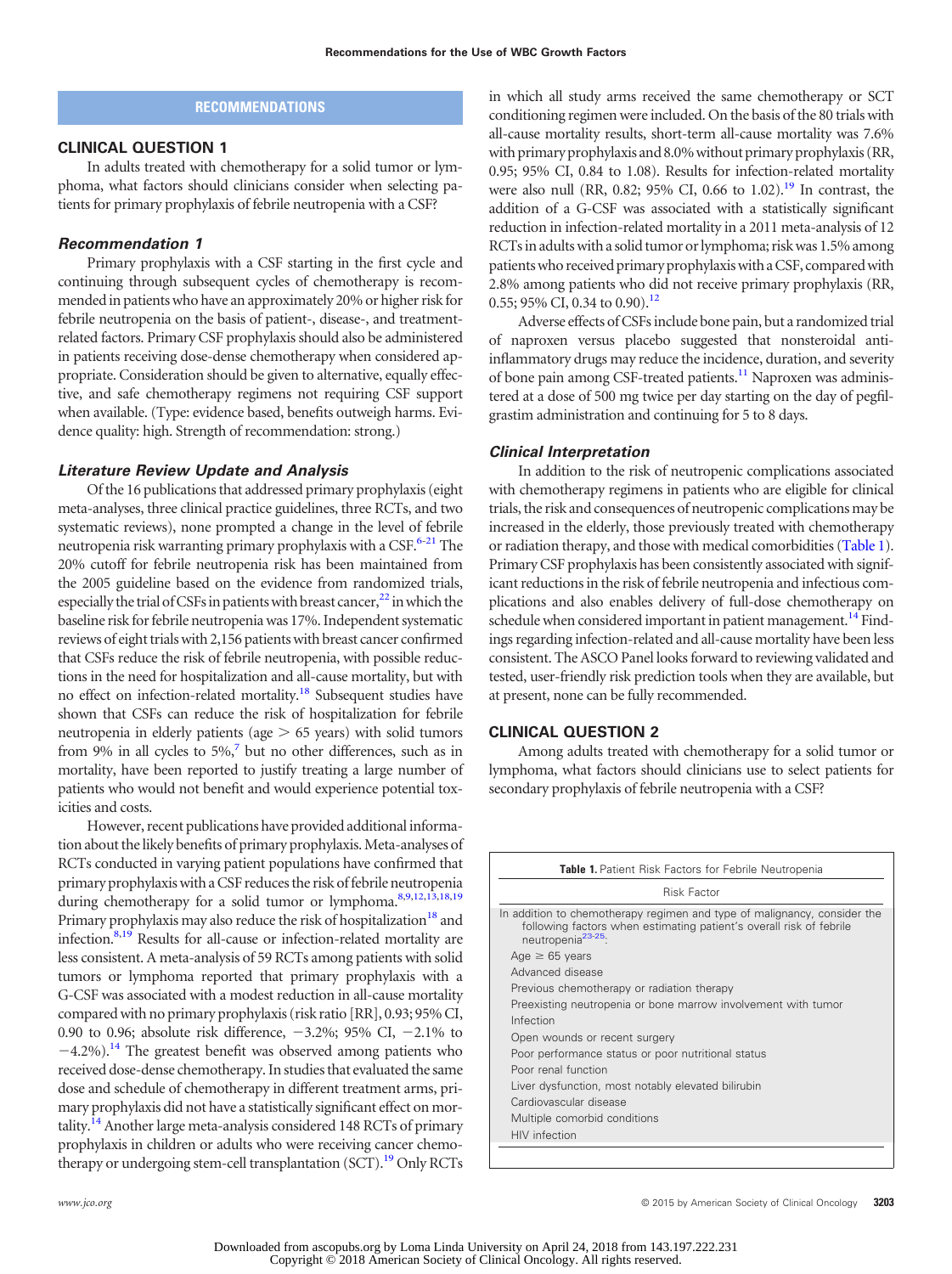## RECOMMENDATIONS

### CLINICAL QUESTION 1

In adults treated with chemotherapy for a solid tumor or lymphoma, what factors should clinicians consider when selecting patients for primary prophylaxis of febrile neutropenia with a CSF?

#### *Recommendation 1*

Primary prophylaxis with a CSF starting in the first cycle and continuing through subsequent cycles of chemotherapy is recommended in patients who have an approximately 20% or higher risk for febrile neutropenia on the basis of patient-, disease-, and treatment-related factors. Primary CSF prophylaxis should also be administered in patients receiving dose-dense chemotherapy when considered appropriate. Consideration should be given to alternative, equally effective, and safe chemotherapy regimens not requiring CSF support when available. (Type: evidence based, benefits outweigh harms. Evidence quality: high. Strength of recommendation: strong.)

#### *Literature Review Update and Analysis*

Of the 16 publications that addressed primary prophylaxis (eight meta-analyses, three clinical practice guidelines, three RCTs, and two systematic reviews), none prompted a change in the level of febrile neutropenia risk warranting primary prophylaxis with a CSF.[6-21] The 20% cutoff for febrile neutropenia risk has been maintained from the 2005 guideline based on the evidence from randomized trials, especially the trial of CSFs in patients with breast cancer,[22] in which the baseline risk for febrile neutropenia was 17%. Independent systematic reviews of eight trials with 2,156 patients with breast cancer confirmed that CSFs reduce the risk of febrile neutropenia, with possible reductions in the need for hospitalization and all-cause mortality, but with no effect on infection-related mortality.[18] Subsequent studies have shown that CSFs can reduce the risk of hospitalization for febrile neutropenia in elderly patients (age > 65 years) with solid tumors from 9% in all cycles to 5%,[7] but no other differences, such as in mortality, have been reported to justify treating a large number of patients who would not benefit and would experience potential toxicities and costs.

However, recent publications have provided additional information about the likely benefits of primary prophylaxis. Meta-analyses of RCTs conducted in varying patient populations have confirmed that primary prophylaxis with a CSF reduces the risk of febrile neutropenia during chemotherapy for a solid tumor or lymphoma.[8,9,12,13,18,19] Primary prophylaxis may also reduce the risk of hospitalization[18] and infection.[8,19] Results for all-cause or infection-related mortality are less consistent. A meta-analysis of 59 RCTs among patients with solid tumors or lymphoma reported that primary prophylaxis with a G-CSF was associated with a modest reduction in all-cause mortality compared with no primary prophylaxis (risk ratio [RR], 0.93; 95% CI, 0.90 to 0.96; absolute risk difference, −3.2%; 95% CI, −2.1% to −4.2%).[14] The greatest benefit was observed among patients who received dose-dense chemotherapy. In studies that evaluated the same dose and schedule of chemotherapy in different treatment arms, primary prophylaxis did not have a statistically significant effect on mortality.[14] Another large meta-analysis considered 148 RCTs of primary prophylaxis in children or adults who were receiving cancer chemotherapy or undergoing stem-cell transplantation (SCT).[19] Only RCTs in which all study arms received the same chemotherapy or SCT conditioning regimen were included. On the basis of the 80 trials with all-cause mortality results, short-term all-cause mortality was 7.6% with primary prophylaxis and 8.0% without primary prophylaxis (RR, 0.95; 95% CI, 0.84 to 1.08). Results for infection-related mortality were also null (RR, 0.82; 95% CI, 0.66 to 1.02).[19] In contrast, the addition of a G-CSF was associated with a statistically significant reduction in infection-related mortality in a 2011 meta-analysis of 12 RCTs in adults with a solid tumor or lymphoma; risk was 1.5% among patients who received primary prophylaxis with a CSF, compared with 2.8% among patients who did not receive primary prophylaxis (RR, 0.55; 95% CI, 0.34 to 0.90).[12]

Adverse effects of CSFs include bone pain, but a randomized trial of naproxen versus placebo suggested that nonsteroidal anti-inflammatory drugs may reduce the incidence, duration, and severity of bone pain among CSF-treated patients.[11] Naproxen was administered at a dose of 500 mg twice per day starting on the day of pegfilgrastim administration and continuing for 5 to 8 days.

#### *Clinical Interpretation*

In addition to the risk of neutropenic complications associated with chemotherapy regimens in patients who are eligible for clinical trials, the risk and consequences of neutropenic complications may be increased in the elderly, those previously treated with chemotherapy or radiation therapy, and those with medical comorbidities (Table 1). Primary CSF prophylaxis has been consistently associated with significant reductions in the risk of febrile neutropenia and infectious complications and also enables delivery of full-dose chemotherapy on schedule when considered important in patient management.[14] Findings regarding infection-related and all-cause mortality have been less consistent. The ASCO Panel looks forward to reviewing validated and tested, user-friendly risk prediction tools when they are available, but at present, none can be fully recommended.

### CLINICAL QUESTION 2

Among adults treated with chemotherapy for a solid tumor or lymphoma, what factors should clinicians use to select patients for secondary prophylaxis of febrile neutropenia with a CSF?

**Table 1.** Patient Risk Factors for Febrile Neutropenia

| Risk Factor |
|---|
| In addition to chemotherapy regimen and type of malignancy, consider the following factors when estimating patient's overall risk of febrile neutropenia[23-25]: |
| Age ≥ 65 years |
| Advanced disease |
| Previous chemotherapy or radiation therapy |
| Preexisting neutropenia or bone marrow involvement with tumor |
| Infection |
| Open wounds or recent surgery |
| Poor performance status or poor nutritional status |
| Poor renal function |
| Liver dysfunction, most notably elevated bilirubin |
| Cardiovascular disease |
| Multiple comorbid conditions |
| HIV infection |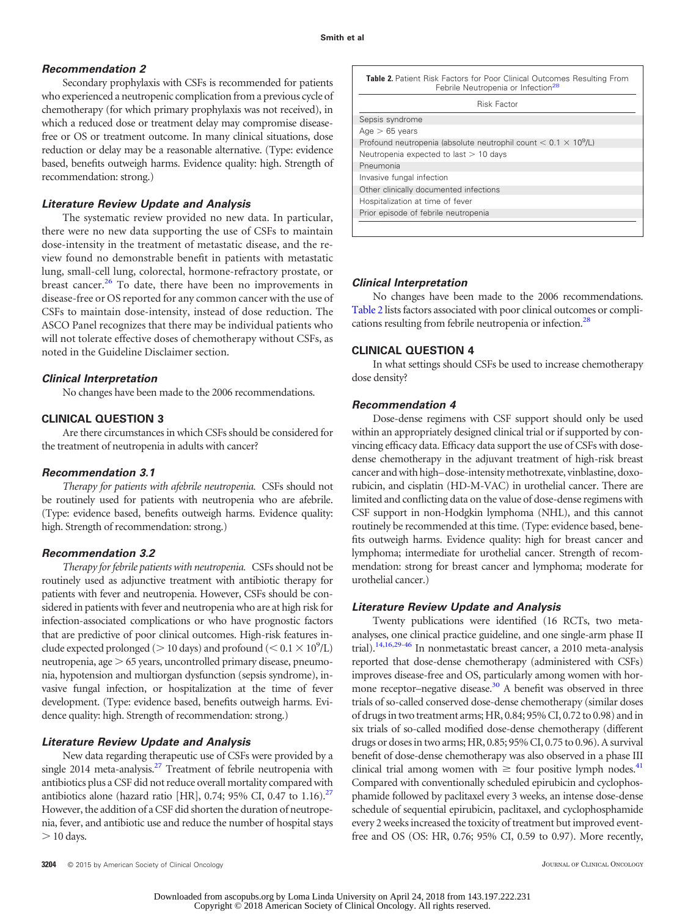### Recommendation 2

Secondary prophylaxis with CSFs is recommended for patients who experienced a neutropenic complication from a previous cycle of chemotherapy (for which primary prophylaxis was not received), in which a reduced dose or treatment delay may compromise disease-free or OS or treatment outcome. In many clinical situations, dose reduction or delay may be a reasonable alternative. (Type: evidence based, benefits outweigh harms. Evidence quality: high. Strength of recommendation: strong.)

### Literature Review Update and Analysis

The systematic review provided no new data. In particular, there were no new data supporting the use of CSFs to maintain dose-intensity in the treatment of metastatic disease, and the review found no demonstrable benefit in patients with metastatic lung, small-cell lung, colorectal, hormone-refractory prostate, or breast cancer.[26] To date, there have been no improvements in disease-free or OS reported for any common cancer with the use of CSFs to maintain dose-intensity, instead of dose reduction. The ASCO Panel recognizes that there may be individual patients who will not tolerate effective doses of chemotherapy without CSFs, as noted in the Guideline Disclaimer section.

### Clinical Interpretation

No changes have been made to the 2006 recommendations.

## CLINICAL QUESTION 3

Are there circumstances in which CSFs should be considered for the treatment of neutropenia in adults with cancer?

### Recommendation 3.1

*Therapy for patients with afebrile neutropenia.* CSFs should not be routinely used for patients with neutropenia who are afebrile. (Type: evidence based, benefits outweigh harms. Evidence quality: high. Strength of recommendation: strong.)

### Recommendation 3.2

*Therapy for febrile patients with neutropenia.* CSFs should not be routinely used as adjunctive treatment with antibiotic therapy for patients with fever and neutropenia. However, CSFs should be considered in patients with fever and neutropenia who are at high risk for infection-associated complications or who have prognostic factors that are predictive of poor clinical outcomes. High-risk features include expected prolonged (> 10 days) and profound ($< 0.1 \times 10^9$/L) neutropenia, age > 65 years, uncontrolled primary disease, pneumonia, hypotension and multiorgan dysfunction (sepsis syndrome), invasive fungal infection, or hospitalization at the time of fever development. (Type: evidence based, benefits outweigh harms. Evidence quality: high. Strength of recommendation: strong.)

### Literature Review Update and Analysis

New data regarding therapeutic use of CSFs were provided by a single 2014 meta-analysis.[27] Treatment of febrile neutropenia with antibiotics plus a CSF did not reduce overall mortality compared with antibiotics alone (hazard ratio [HR], 0.74; 95% CI, 0.47 to 1.16).[27] However, the addition of a CSF did shorten the duration of neutropenia, fever, and antibiotic use and reduce the number of hospital stays > 10 days.

**Table 2.** Patient Risk Factors for Poor Clinical Outcomes Resulting From Febrile Neutropenia or Infection[28]

| Risk Factor |
|---|
| Sepsis syndrome |
| Age > 65 years |
| Profound neutropenia (absolute neutrophil count $< 0.1 \times 10^9$/L) |
| Neutropenia expected to last > 10 days |
| Pneumonia |
| Invasive fungal infection |
| Other clinically documented infections |
| Hospitalization at time of fever |
| Prior episode of febrile neutropenia |

### Clinical Interpretation

No changes have been made to the 2006 recommendations. Table 2 lists factors associated with poor clinical outcomes or complications resulting from febrile neutropenia or infection.[28]

## CLINICAL QUESTION 4

In what settings should CSFs be used to increase chemotherapy dose density?

### Recommendation 4

Dose-dense regimens with CSF support should only be used within an appropriately designed clinical trial or if supported by convincing efficacy data. Efficacy data support the use of CSFs with dose-dense chemotherapy in the adjuvant treatment of high-risk breast cancer and with high–dose-intensity methotrexate, vinblastine, doxorubicin, and cisplatin (HD-M-VAC) in urothelial cancer. There are limited and conflicting data on the value of dose-dense regimens with CSF support in non-Hodgkin lymphoma (NHL), and this cannot routinely be recommended at this time. (Type: evidence based, benefits outweigh harms. Evidence quality: high for breast cancer and lymphoma; intermediate for urothelial cancer. Strength of recommendation: strong for breast cancer and lymphoma; moderate for urothelial cancer.)

### Literature Review Update and Analysis

Twenty publications were identified (16 RCTs, two meta-analyses, one clinical practice guideline, and one single-arm phase II trial).[14,16,29-46] In nonmetastatic breast cancer, a 2010 meta-analysis reported that dose-dense chemotherapy (administered with CSFs) improves disease-free and OS, particularly among women with hormone receptor–negative disease.[30] A benefit was observed in three trials of so-called conserved dose-dense chemotherapy (similar doses of drugs in two treatment arms; HR, 0.84; 95% CI, 0.72 to 0.98) and in six trials of so-called modified dose-dense chemotherapy (different drugs or doses in two arms; HR, 0.85; 95% CI, 0.75 to 0.96). A survival benefit of dose-dense chemotherapy was also observed in a phase III clinical trial among women with ≥ four positive lymph nodes.[41] Compared with conventionally scheduled epirubicin and cyclophosphamide followed by paclitaxel every 3 weeks, an intense dose-dense schedule of sequential epirubicin, paclitaxel, and cyclophosphamide every 2 weeks increased the toxicity of treatment but improved event-free and OS (OS: HR, 0.76; 95% CI, 0.59 to 0.97). More recently,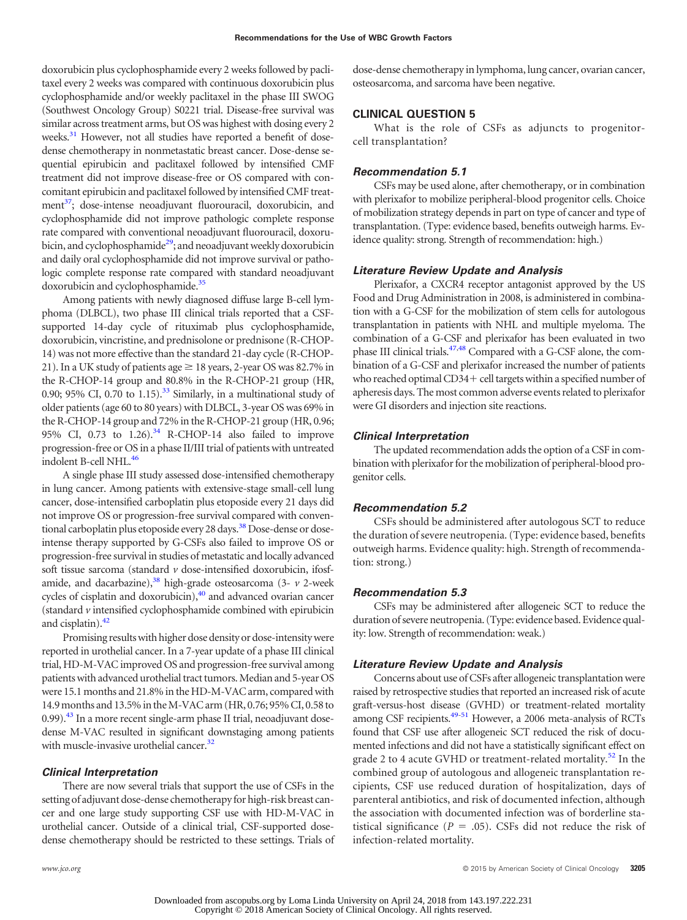doxorubicin plus cyclophosphamide every 2 weeks followed by paclitaxel every 2 weeks was compared with continuous doxorubicin plus cyclophosphamide and/or weekly paclitaxel in the phase III SWOG (Southwest Oncology Group) S0221 trial. Disease-free survival was similar across treatment arms, but OS was highest with dosing every 2 weeks.[31] However, not all studies have reported a benefit of dose-dense chemotherapy in nonmetastatic breast cancer. Dose-dense sequential epirubicin and paclitaxel followed by intensified CMF treatment did not improve disease-free or OS compared with concomitant epirubicin and paclitaxel followed by intensified CMF treatment[37]; dose-intense neoadjuvant fluorouracil, doxorubicin, and cyclophosphamide did not improve pathologic complete response rate compared with conventional neoadjuvant fluorouracil, doxorubicin, and cyclophosphamide[29]; and neoadjuvant weekly doxorubicin and daily oral cyclophosphamide did not improve survival or pathologic complete response rate compared with standard neoadjuvant doxorubicin and cyclophosphamide.[35]

Among patients with newly diagnosed diffuse large B-cell lymphoma (DLBCL), two phase III clinical trials reported that a CSF-supported 14-day cycle of rituximab plus cyclophosphamide, doxorubicin, vincristine, and prednisolone or prednisone (R-CHOP-14) was not more effective than the standard 21-day cycle (R-CHOP-21). In a UK study of patients age ≥ 18 years, 2-year OS was 82.7% in the R-CHOP-14 group and 80.8% in the R-CHOP-21 group (HR, 0.90; 95% CI, 0.70 to 1.15).[33] Similarly, in a multinational study of older patients (age 60 to 80 years) with DLBCL, 3-year OS was 69% in the R-CHOP-14 group and 72% in the R-CHOP-21 group (HR, 0.96; 95% CI, 0.73 to 1.26).[34] R-CHOP-14 also failed to improve progression-free or OS in a phase II/III trial of patients with untreated indolent B-cell NHL.[46]

A single phase III study assessed dose-intensified chemotherapy in lung cancer. Among patients with extensive-stage small-cell lung cancer, dose-intensified carboplatin plus etoposide every 21 days did not improve OS or progression-free survival compared with conventional carboplatin plus etoposide every 28 days.[38] Dose-dense or dose-intense therapy supported by G-CSFs also failed to improve OS or progression-free survival in studies of metastatic and locally advanced soft tissue sarcoma (standard *v* dose-intensified doxorubicin, ifosfamide, and dacarbazine),[38] high-grade osteosarcoma (3- *v* 2-week cycles of cisplatin and doxorubicin),[40] and advanced ovarian cancer (standard *v* intensified cyclophosphamide combined with epirubicin and cisplatin).[42]

Promising results with higher dose density or dose-intensity were reported in urothelial cancer. In a 7-year update of a phase III clinical trial, HD-M-VAC improved OS and progression-free survival among patients with advanced urothelial tract tumors. Median and 5-year OS were 15.1 months and 21.8% in the HD-M-VAC arm, compared with 14.9 months and 13.5% in the M-VAC arm (HR, 0.76; 95% CI, 0.58 to 0.99).[43] In a more recent single-arm phase II trial, neoadjuvant dose-dense M-VAC resulted in significant downstaging among patients with muscle-invasive urothelial cancer.[32]

### *Clinical Interpretation*

There are now several trials that support the use of CSFs in the setting of adjuvant dose-dense chemotherapy for high-risk breast cancer and one large study supporting CSF use with HD-M-VAC in urothelial cancer. Outside of a clinical trial, CSF-supported dose-dense chemotherapy should be restricted to these settings. Trials of dose-dense chemotherapy in lymphoma, lung cancer, ovarian cancer, osteosarcoma, and sarcoma have been negative.

## CLINICAL QUESTION 5

What is the role of CSFs as adjuncts to progenitor-cell transplantation?

### *Recommendation 5.1*

CSFs may be used alone, after chemotherapy, or in combination with plerixafor to mobilize peripheral-blood progenitor cells. Choice of mobilization strategy depends in part on type of cancer and type of transplantation. (Type: evidence based, benefits outweigh harms. Evidence quality: strong. Strength of recommendation: high.)

### *Literature Review Update and Analysis*

Plerixafor, a CXCR4 receptor antagonist approved by the US Food and Drug Administration in 2008, is administered in combination with a G-CSF for the mobilization of stem cells for autologous transplantation in patients with NHL and multiple myeloma. The combination of a G-CSF and plerixafor has been evaluated in two phase III clinical trials.[47,48] Compared with a G-CSF alone, the combination of a G-CSF and plerixafor increased the number of patients who reached optimal CD34+ cell targets within a specified number of apheresis days. The most common adverse events related to plerixafor were GI disorders and injection site reactions.

### *Clinical Interpretation*

The updated recommendation adds the option of a CSF in combination with plerixafor for the mobilization of peripheral-blood progenitor cells.

### *Recommendation 5.2*

CSFs should be administered after autologous SCT to reduce the duration of severe neutropenia. (Type: evidence based, benefits outweigh harms. Evidence quality: high. Strength of recommendation: strong.)

### *Recommendation 5.3*

CSFs may be administered after allogeneic SCT to reduce the duration of severe neutropenia. (Type: evidence based. Evidence quality: low. Strength of recommendation: weak.)

### *Literature Review Update and Analysis*

Concerns about use of CSFs after allogeneic transplantation were raised by retrospective studies that reported an increased risk of acute graft-versus-host disease (GVHD) or treatment-related mortality among CSF recipients.[49-51] However, a 2006 meta-analysis of RCTs found that CSF use after allogeneic SCT reduced the risk of documented infections and did not have a statistically significant effect on grade 2 to 4 acute GVHD or treatment-related mortality.[52] In the combined group of autologous and allogeneic transplantation recipients, CSF use reduced duration of hospitalization, days of parenteral antibiotics, and risk of documented infection, although the association with documented infection was of borderline statistical significance ($P = .05$). CSFs did not reduce the risk of infection-related mortality.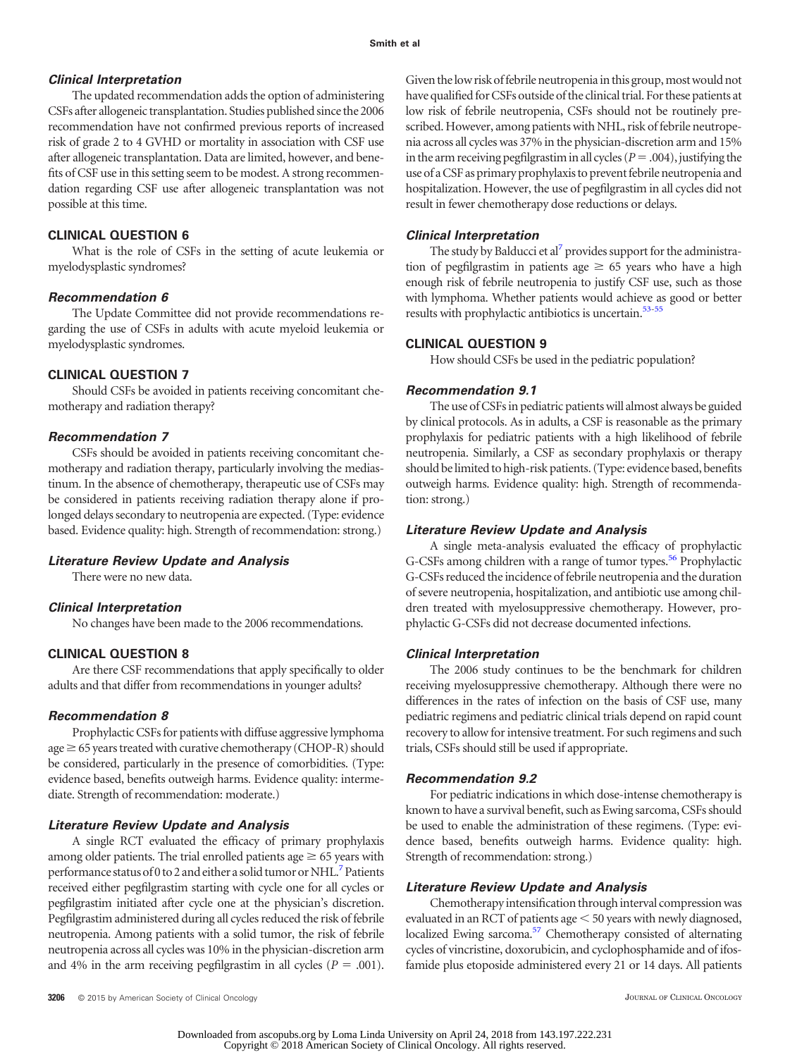### Clinical Interpretation

The updated recommendation adds the option of administering CSFs after allogeneic transplantation. Studies published since the 2006 recommendation have not confirmed previous reports of increased risk of grade 2 to 4 GVHD or mortality in association with CSF use after allogeneic transplantation. Data are limited, however, and benefits of CSF use in this setting seem to be modest. A strong recommendation regarding CSF use after allogeneic transplantation was not possible at this time.

## CLINICAL QUESTION 6

What is the role of CSFs in the setting of acute leukemia or myelodysplastic syndromes?

### Recommendation 6

The Update Committee did not provide recommendations regarding the use of CSFs in adults with acute myeloid leukemia or myelodysplastic syndromes.

## CLINICAL QUESTION 7

Should CSFs be avoided in patients receiving concomitant chemotherapy and radiation therapy?

### Recommendation 7

CSFs should be avoided in patients receiving concomitant chemotherapy and radiation therapy, particularly involving the mediastinum. In the absence of chemotherapy, therapeutic use of CSFs may be considered in patients receiving radiation therapy alone if prolonged delays secondary to neutropenia are expected. (Type: evidence based. Evidence quality: high. Strength of recommendation: strong.)

### Literature Review Update and Analysis

There were no new data.

### Clinical Interpretation

No changes have been made to the 2006 recommendations.

## CLINICAL QUESTION 8

Are there CSF recommendations that apply specifically to older adults and that differ from recommendations in younger adults?

### Recommendation 8

Prophylactic CSFs for patients with diffuse aggressive lymphoma age ≥ 65 years treated with curative chemotherapy (CHOP-R) should be considered, particularly in the presence of comorbidities. (Type: evidence based, benefits outweigh harms. Evidence quality: intermediate. Strength of recommendation: moderate.)

### Literature Review Update and Analysis

A single RCT evaluated the efficacy of primary prophylaxis among older patients. The trial enrolled patients age ≥ 65 years with performance status of 0 to 2 and either a solid tumor or NHL.[7] Patients received either pegfilgrastim starting with cycle one for all cycles or pegfilgrastim initiated after cycle one at the physician's discretion. Pegfilgrastim administered during all cycles reduced the risk of febrile neutropenia. Among patients with a solid tumor, the risk of febrile neutropenia across all cycles was 10% in the physician-discretion arm and 4% in the arm receiving pegfilgrastim in all cycles ($P = .001$). Given the low risk of febrile neutropenia in this group, most would not have qualified for CSFs outside of the clinical trial. For these patients at low risk of febrile neutropenia, CSFs should not be routinely prescribed. However, among patients with NHL, risk of febrile neutropenia across all cycles was 37% in the physician-discretion arm and 15% in the arm receiving pegfilgrastim in all cycles ($P = .004$), justifying the use of a CSF as primary prophylaxis to prevent febrile neutropenia and hospitalization. However, the use of pegfilgrastim in all cycles did not result in fewer chemotherapy dose reductions or delays.

### Clinical Interpretation

The study by Balducci et al[7] provides support for the administration of pegfilgrastim in patients age ≥ 65 years who have a high enough risk of febrile neutropenia to justify CSF use, such as those with lymphoma. Whether patients would achieve as good or better results with prophylactic antibiotics is uncertain.[53-55]

## CLINICAL QUESTION 9

How should CSFs be used in the pediatric population?

### Recommendation 9.1

The use of CSFs in pediatric patients will almost always be guided by clinical protocols. As in adults, a CSF is reasonable as the primary prophylaxis for pediatric patients with a high likelihood of febrile neutropenia. Similarly, a CSF as secondary prophylaxis or therapy should be limited to high-risk patients. (Type: evidence based, benefits outweigh harms. Evidence quality: high. Strength of recommendation: strong.)

### Literature Review Update and Analysis

A single meta-analysis evaluated the efficacy of prophylactic G-CSFs among children with a range of tumor types.[56] Prophylactic G-CSFs reduced the incidence of febrile neutropenia and the duration of severe neutropenia, hospitalization, and antibiotic use among children treated with myelosuppressive chemotherapy. However, prophylactic G-CSFs did not decrease documented infections.

### Clinical Interpretation

The 2006 study continues to be the benchmark for children receiving myelosuppressive chemotherapy. Although there were no differences in the rates of infection on the basis of CSF use, many pediatric regimens and pediatric clinical trials depend on rapid count recovery to allow for intensive treatment. For such regimens and such trials, CSFs should still be used if appropriate.

### Recommendation 9.2

For pediatric indications in which dose-intense chemotherapy is known to have a survival benefit, such as Ewing sarcoma, CSFs should be used to enable the administration of these regimens. (Type: evidence based, benefits outweigh harms. Evidence quality: high. Strength of recommendation: strong.)

### Literature Review Update and Analysis

Chemotherapy intensification through interval compression was evaluated in an RCT of patients age < 50 years with newly diagnosed, localized Ewing sarcoma.[57] Chemotherapy consisted of alternating cycles of vincristine, doxorubicin, and cyclophosphamide and of ifosfamide plus etoposide administered every 21 or 14 days. All patients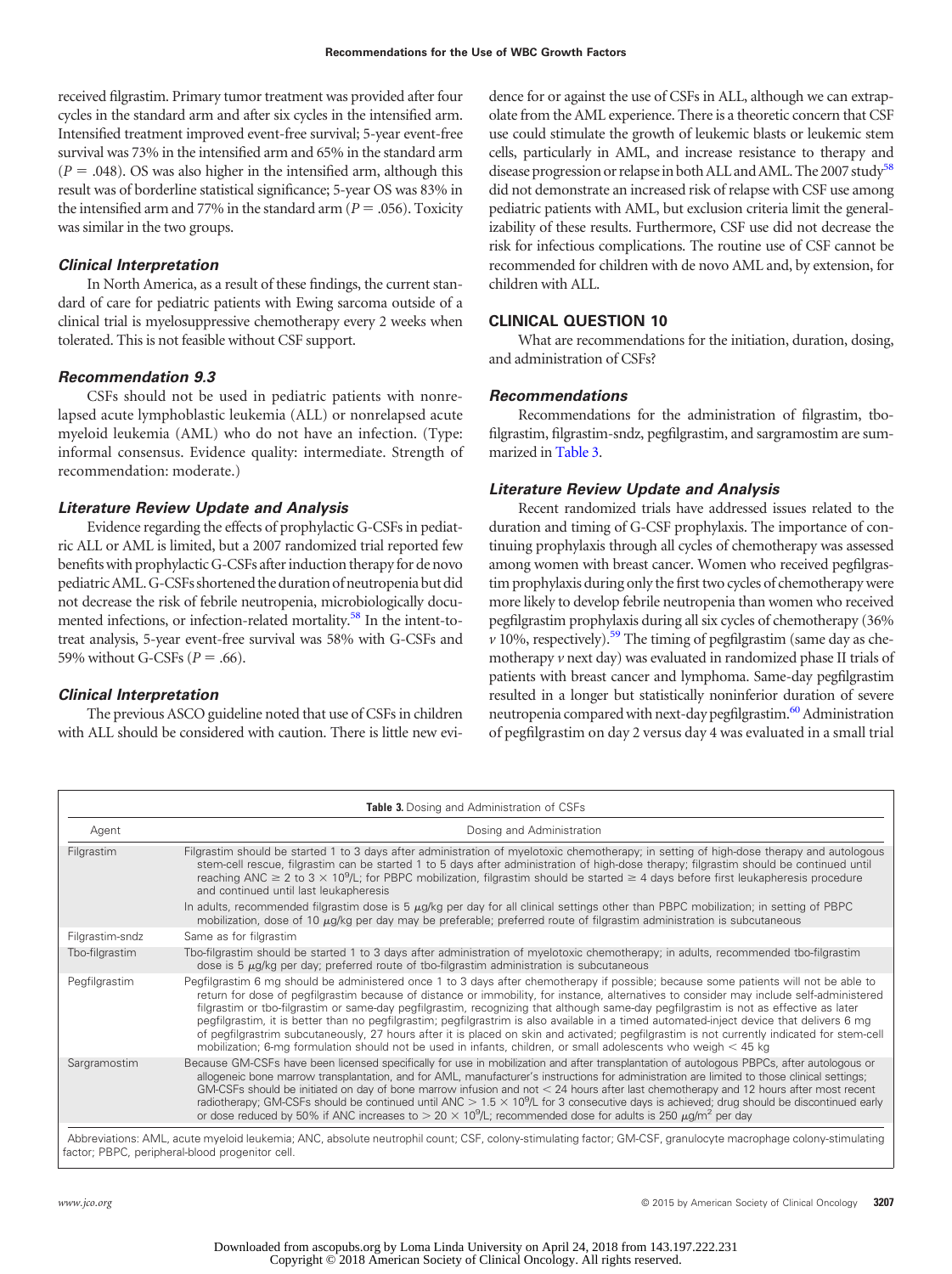received filgrastim. Primary tumor treatment was provided after four cycles in the standard arm and after six cycles in the intensified arm. Intensified treatment improved event-free survival; 5-year event-free survival was 73% in the intensified arm and 65% in the standard arm ($P = .048$). OS was also higher in the intensified arm, although this result was of borderline statistical significance; 5-year OS was 83% in the intensified arm and 77% in the standard arm ($P = .056$). Toxicity was similar in the two groups.

#### *Clinical Interpretation*

In North America, as a result of these findings, the current standard of care for pediatric patients with Ewing sarcoma outside of a clinical trial is myelosuppressive chemotherapy every 2 weeks when tolerated. This is not feasible without CSF support.

#### *Recommendation 9.3*

CSFs should not be used in pediatric patients with nonrelapsed acute lymphoblastic leukemia (ALL) or nonrelapsed acute myeloid leukemia (AML) who do not have an infection. (Type: informal consensus. Evidence quality: intermediate. Strength of recommendation: moderate.)

#### *Literature Review Update and Analysis*

Evidence regarding the effects of prophylactic G-CSFs in pediatric ALL or AML is limited, but a 2007 randomized trial reported few benefits with prophylactic G-CSFs after induction therapy for de novo pediatric AML. G-CSFs shortened the duration of neutropenia but did not decrease the risk of febrile neutropenia, microbiologically documented infections, or infection-related mortality.[58] In the intent-to-treat analysis, 5-year event-free survival was 58% with G-CSFs and 59% without G-CSFs ($P = .66$).

#### *Clinical Interpretation*

The previous ASCO guideline noted that use of CSFs in children with ALL should be considered with caution. There is little new evidence for or against the use of CSFs in ALL, although we can extrapolate from the AML experience. There is a theoretic concern that CSF use could stimulate the growth of leukemic blasts or leukemic stem cells, particularly in AML, and increase resistance to therapy and disease progression or relapse in both ALL and AML. The 2007 study[58] did not demonstrate an increased risk of relapse with CSF use among pediatric patients with AML, but exclusion criteria limit the generalizability of these results. Furthermore, CSF use did not decrease the risk for infectious complications. The routine use of CSF cannot be recommended for children with de novo AML and, by extension, for children with ALL.

### CLINICAL QUESTION 10

What are recommendations for the initiation, duration, dosing, and administration of CSFs?

#### *Recommendations*

Recommendations for the administration of filgrastim, tbo-filgrastim, filgrastim-sndz, pegfilgrastim, and sargramostim are summarized in Table 3.

#### *Literature Review Update and Analysis*

Recent randomized trials have addressed issues related to the duration and timing of G-CSF prophylaxis. The importance of continuing prophylaxis through all cycles of chemotherapy was assessed among women with breast cancer. Women who received pegfilgrastim prophylaxis during only the first two cycles of chemotherapy were more likely to develop febrile neutropenia than women who received pegfilgrastim prophylaxis during all six cycles of chemotherapy (36% *v* 10%, respectively).[59] The timing of pegfilgrastim (same day as chemotherapy *v* next day) was evaluated in randomized phase II trials of patients with breast cancer and lymphoma. Same-day pegfilgrastim resulted in a longer but statistically noninferior duration of severe neutropenia compared with next-day pegfilgrastim.[60] Administration of pegfilgrastim on day 2 versus day 4 was evaluated in a small trial

**Table 3.** Dosing and Administration of CSFs

| Agent | Dosing and Administration |
|---|---|
| Filgrastim | Filgrastim should be started 1 to 3 days after administration of myelotoxic chemotherapy; in setting of high-dose therapy and autologous stem-cell rescue, filgrastim can be started 1 to 5 days after administration of high-dose therapy; filgrastim should be continued until reaching ANC ≥ 2 to 3 × $10^9$/L; for PBPC mobilization, filgrastim should be started ≥ 4 days before first leukapheresis procedure and continued until last leukapheresis |
| | In adults, recommended filgrastim dose is 5 μg/kg per day for all clinical settings other than PBPC mobilization; in setting of PBPC mobilization, dose of 10 μg/kg per day may be preferable; preferred route of filgrastim administration is subcutaneous |
| Filgrastim-sndz | Same as for filgrastim |
| Tbo-filgrastim | Tbo-filgrastim should be started 1 to 3 days after administration of myelotoxic chemotherapy; in adults, recommended tbo-filgrastim dose is 5 μg/kg per day; preferred route of tbo-filgrastim administration is subcutaneous |
| Pegfilgrastim | Pegfilgrastim 6 mg should be administered once 1 to 3 days after chemotherapy if possible; because some patients will not be able to return for dose of pegfilgrastim because of distance or immobility, for instance, alternatives to consider may include self-administered filgrastim or tbo-filgrastim or same-day pegfilgrastim, recognizing that although same-day pegfilgrastim is not as effective as later pegfilgrastim, it is better than no pegfilgrastim; pegfilgrastrim is also available in a timed automated-inject device that delivers 6 mg of pegfilgrastrim subcutaneously, 27 hours after it is placed on skin and activated; pegfilgrastim is not currently indicated for stem-cell mobilization; 6-mg formulation should not be used in infants, children, or small adolescents who weigh < 45 kg |
| Sargramostim | Because GM-CSFs have been licensed specifically for use in mobilization and after transplantation of autologous PBPCs, after autologous or allogeneic bone marrow transplantation, and for AML, manufacturer's instructions for administration are limited to those clinical settings; GM-CSFs should be initiated on day of bone marrow infusion and not < 24 hours after last chemotherapy and 12 hours after most recent radiotherapy; GM-CSFs should be continued until ANC > 1.5 × $10^9$/L for 3 consecutive days is achieved; drug should be discontinued early or dose reduced by 50% if ANC increases to > 20 × $10^9$/L; recommended dose for adults is 250 μg/$m^2$ per day |

Abbreviations: AML, acute myeloid leukemia; ANC, absolute neutrophil count; CSF, colony-stimulating factor; GM-CSF, granulocyte macrophage colony-stimulating factor; PBPC, peripheral-blood progenitor cell.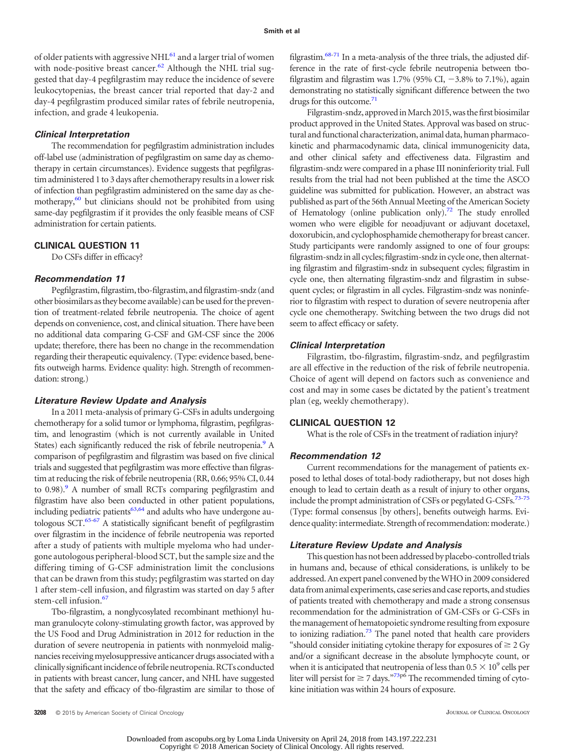of older patients with aggressive NHL[61] and a larger trial of women with node-positive breast cancer.[62] Although the NHL trial suggested that day-4 pegfilgrastim may reduce the incidence of severe leukocytopenias, the breast cancer trial reported that day-2 and day-4 pegfilgrastim produced similar rates of febrile neutropenia, infection, and grade 4 leukopenia.

### *Clinical Interpretation*

The recommendation for pegfilgrastim administration includes off-label use (administration of pegfilgrastim on same day as chemotherapy in certain circumstances). Evidence suggests that pegfilgrastim administered 1 to 3 days after chemotherapy results in a lower risk of infection than pegfilgrastim administered on the same day as chemotherapy,[60] but clinicians should not be prohibited from using same-day pegfilgrastim if it provides the only feasible means of CSF administration for certain patients.

## CLINICAL QUESTION 11

Do CSFs differ in efficacy?

### *Recommendation 11*

Pegfilgrastim, filgrastim, tbo-filgrastim, and filgrastim-sndz (and other biosimilars as they become available) can be used for the prevention of treatment-related febrile neutropenia. The choice of agent depends on convenience, cost, and clinical situation. There have been no additional data comparing G-CSF and GM-CSF since the 2006 update; therefore, there has been no change in the recommendation regarding their therapeutic equivalency. (Type: evidence based, benefits outweigh harms. Evidence quality: high. Strength of recommendation: strong.)

### *Literature Review Update and Analysis*

In a 2011 meta-analysis of primary G-CSFs in adults undergoing chemotherapy for a solid tumor or lymphoma, filgrastim, pegfilgrastim, and lenograstim (which is not currently available in United States) each significantly reduced the risk of febrile neutropenia.[9] A comparison of pegfilgrastim and filgrastim was based on five clinical trials and suggested that pegfilgrastim was more effective than filgrastim at reducing the risk of febrile neutropenia (RR, 0.66; 95% CI, 0.44 to 0.98).[9] A number of small RCTs comparing pegfilgrastim and filgrastim have also been conducted in other patient populations, including pediatric patients[63,64] and adults who have undergone autologous SCT.[65-67] A statistically significant benefit of pegfilgrastim over filgrastim in the incidence of febrile neutropenia was reported after a study of patients with multiple myeloma who had undergone autologous peripheral-blood SCT, but the sample size and the differing timing of G-CSF administration limit the conclusions that can be drawn from this study; pegfilgrastim was started on day 1 after stem-cell infusion, and filgrastim was started on day 5 after stem-cell infusion.[67]

Tbo-filgrastim, a nonglycosylated recombinant methionyl human granulocyte colony-stimulating growth factor, was approved by the US Food and Drug Administration in 2012 for reduction in the duration of severe neutropenia in patients with nonmyeloid malignancies receiving myelosuppressive anticancer drugs associated with a clinically significant incidence of febrile neutropenia. RCTs conducted in patients with breast cancer, lung cancer, and NHL have suggested that the safety and efficacy of tbo-filgrastim are similar to those of filgrastim.[68-71] In a meta-analysis of the three trials, the adjusted difference in the rate of first-cycle febrile neutropenia between tbo-filgrastim and filgrastim was 1.7% (95% CI, −3.8% to 7.1%), again demonstrating no statistically significant difference between the two drugs for this outcome.[71]

Filgrastim-sndz, approved in March 2015, was the first biosimilar product approved in the United States. Approval was based on structural and functional characterization, animal data, human pharmacokinetic and pharmacodynamic data, clinical immunogenicity data, and other clinical safety and effectiveness data. Filgrastim and filgrastim-sndz were compared in a phase III noninferiority trial. Full results from the trial had not been published at the time the ASCO guideline was submitted for publication. However, an abstract was published as part of the 56th Annual Meeting of the American Society of Hematology (online publication only).[72] The study enrolled women who were eligible for neoadjuvant or adjuvant docetaxel, doxorubicin, and cyclophosphamide chemotherapy for breast cancer. Study participants were randomly assigned to one of four groups: filgrastim-sndz in all cycles; filgrastim-sndz in cycle one, then alternating filgrastim and filgrastim-sndz in subsequent cycles; filgrastim in cycle one, then alternating filgrastim-sndz and filgrastim in subsequent cycles; or filgrastim in all cycles. Filgrastim-sndz was noninferior to filgrastim with respect to duration of severe neutropenia after cycle one chemotherapy. Switching between the two drugs did not seem to affect efficacy or safety.

### *Clinical Interpretation*

Filgrastim, tbo-filgrastim, filgrastim-sndz, and pegfilgrastim are all effective in the reduction of the risk of febrile neutropenia. Choice of agent will depend on factors such as convenience and cost and may in some cases be dictated by the patient's treatment plan (eg, weekly chemotherapy).

## CLINICAL QUESTION 12

What is the role of CSFs in the treatment of radiation injury?

### *Recommendation 12*

Current recommendations for the management of patients exposed to lethal doses of total-body radiotherapy, but not doses high enough to lead to certain death as a result of injury to other organs, include the prompt administration of CSFs or pegylated G-CSFs.[73-75] (Type: formal consensus [by others], benefits outweigh harms. Evidence quality: intermediate. Strength of recommendation: moderate.)

### *Literature Review Update and Analysis*

This question has not been addressed by placebo-controlled trials in humans and, because of ethical considerations, is unlikely to be addressed. An expert panel convened by the WHO in 2009 considered data from animal experiments, case series and case reports, and studies of patients treated with chemotherapy and made a strong consensus recommendation for the administration of GM-CSFs or G-CSFs in the management of hematopoietic syndrome resulting from exposure to ionizing radiation.[73] The panel noted that health care providers "should consider initiating cytokine therapy for exposures of ≥ 2 Gy and/or a significant decrease in the absolute lymphocyte count, or when it is anticipated that neutropenia of less than $0.5 \times 10^9$ cells per liter will persist for ≥ 7 days."[73p6] The recommended timing of cytokine initiation was within 24 hours of exposure.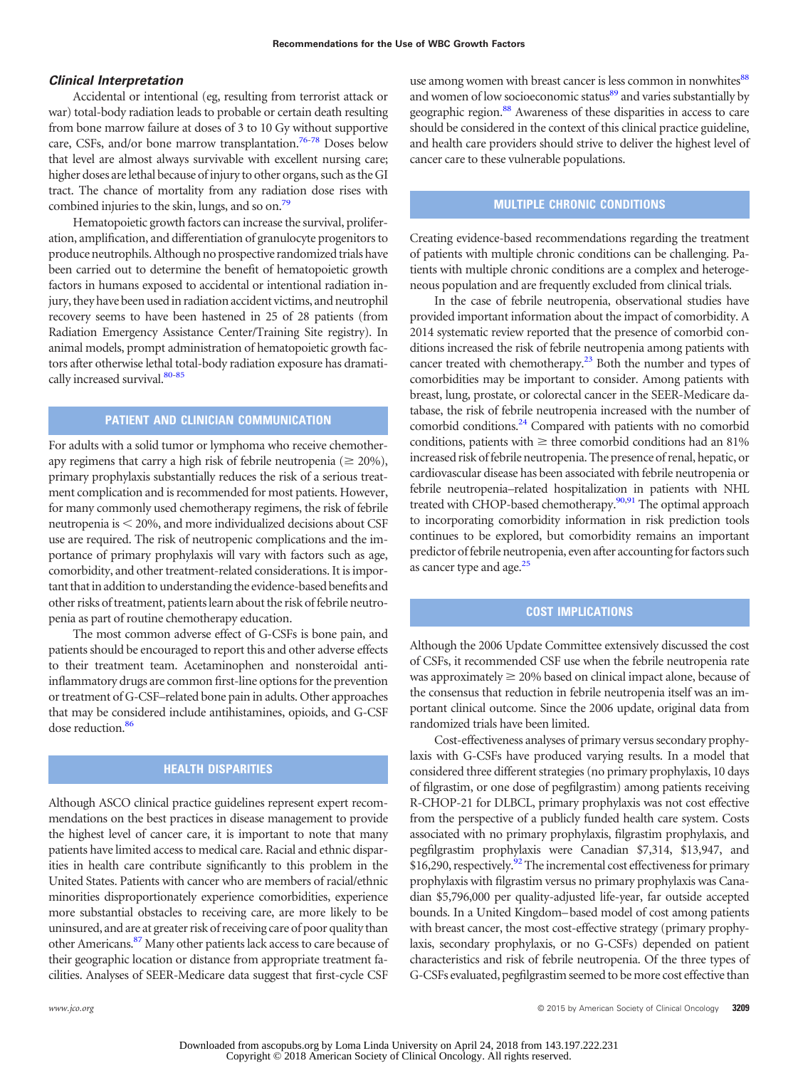### *Clinical Interpretation*

Accidental or intentional (eg, resulting from terrorist attack or war) total-body radiation leads to probable or certain death resulting from bone marrow failure at doses of 3 to 10 Gy without supportive care, CSFs, and/or bone marrow transplantation.[76-78] Doses below that level are almost always survivable with excellent nursing care; higher doses are lethal because of injury to other organs, such as the GI tract. The chance of mortality from any radiation dose rises with combined injuries to the skin, lungs, and so on.[79]

Hematopoietic growth factors can increase the survival, proliferation, amplification, and differentiation of granulocyte progenitors to produce neutrophils. Although no prospective randomized trials have been carried out to determine the benefit of hematopoietic growth factors in humans exposed to accidental or intentional radiation injury, they have been used in radiation accident victims, and neutrophil recovery seems to have been hastened in 25 of 28 patients (from Radiation Emergency Assistance Center/Training Site registry). In animal models, prompt administration of hematopoietic growth factors after otherwise lethal total-body radiation exposure has dramatically increased survival.[80-85]

## PATIENT AND CLINICIAN COMMUNICATION

For adults with a solid tumor or lymphoma who receive chemotherapy regimens that carry a high risk of febrile neutropenia ($\geq$ 20%), primary prophylaxis substantially reduces the risk of a serious treatment complication and is recommended for most patients. However, for many commonly used chemotherapy regimens, the risk of febrile neutropenia is $<$ 20%, and more individualized decisions about CSF use are required. The risk of neutropenic complications and the importance of primary prophylaxis will vary with factors such as age, comorbidity, and other treatment-related considerations. It is important that in addition to understanding the evidence-based benefits and other risks of treatment, patients learn about the risk of febrile neutropenia as part of routine chemotherapy education.

The most common adverse effect of G-CSFs is bone pain, and patients should be encouraged to report this and other adverse effects to their treatment team. Acetaminophen and nonsteroidal anti-inflammatory drugs are common first-line options for the prevention or treatment of G-CSF–related bone pain in adults. Other approaches that may be considered include antihistamines, opioids, and G-CSF dose reduction.[86]

## HEALTH DISPARITIES

Although ASCO clinical practice guidelines represent expert recommendations on the best practices in disease management to provide the highest level of cancer care, it is important to note that many patients have limited access to medical care. Racial and ethnic disparities in health care contribute significantly to this problem in the United States. Patients with cancer who are members of racial/ethnic minorities disproportionately experience comorbidities, experience more substantial obstacles to receiving care, are more likely to be uninsured, and are at greater risk of receiving care of poor quality than other Americans.[87] Many other patients lack access to care because of their geographic location or distance from appropriate treatment facilities. Analyses of SEER-Medicare data suggest that first-cycle CSF use among women with breast cancer is less common in nonwhites[88] and women of low socioeconomic status[89] and varies substantially by geographic region.[88] Awareness of these disparities in access to care should be considered in the context of this clinical practice guideline, and health care providers should strive to deliver the highest level of cancer care to these vulnerable populations.

## MULTIPLE CHRONIC CONDITIONS

Creating evidence-based recommendations regarding the treatment of patients with multiple chronic conditions can be challenging. Patients with multiple chronic conditions are a complex and heterogeneous population and are frequently excluded from clinical trials.

In the case of febrile neutropenia, observational studies have provided important information about the impact of comorbidity. A 2014 systematic review reported that the presence of comorbid conditions increased the risk of febrile neutropenia among patients with cancer treated with chemotherapy.[23] Both the number and types of comorbidities may be important to consider. Among patients with breast, lung, prostate, or colorectal cancer in the SEER-Medicare database, the risk of febrile neutropenia increased with the number of comorbid conditions.[24] Compared with patients with no comorbid conditions, patients with $\geq$ three comorbid conditions had an 81% increased risk of febrile neutropenia. The presence of renal, hepatic, or cardiovascular disease has been associated with febrile neutropenia or febrile neutropenia–related hospitalization in patients with NHL treated with CHOP-based chemotherapy.[90,91] The optimal approach to incorporating comorbidity information in risk prediction tools continues to be explored, but comorbidity remains an important predictor of febrile neutropenia, even after accounting for factors such as cancer type and age.[25]

## COST IMPLICATIONS

Although the 2006 Update Committee extensively discussed the cost of CSFs, it recommended CSF use when the febrile neutropenia rate was approximately $\geq$ 20% based on clinical impact alone, because of the consensus that reduction in febrile neutropenia itself was an important clinical outcome. Since the 2006 update, original data from randomized trials have been limited.

Cost-effectiveness analyses of primary versus secondary prophylaxis with G-CSFs have produced varying results. In a model that considered three different strategies (no primary prophylaxis, 10 days of filgrastim, or one dose of pegfilgrastim) among patients receiving R-CHOP-21 for DLBCL, primary prophylaxis was not cost effective from the perspective of a publicly funded health care system. Costs associated with no primary prophylaxis, filgrastim prophylaxis, and pegfilgrastim prophylaxis were Canadian $7,314, $13,947, and $16,290, respectively.[92] The incremental cost effectiveness for primary prophylaxis with filgrastim versus no primary prophylaxis was Canadian $5,796,000 per quality-adjusted life-year, far outside accepted bounds. In a United Kingdom–based model of cost among patients with breast cancer, the most cost-effective strategy (primary prophylaxis, secondary prophylaxis, or no G-CSFs) depended on patient characteristics and risk of febrile neutropenia. Of the three types of G-CSFs evaluated, pegfilgrastim seemed to be more cost effective than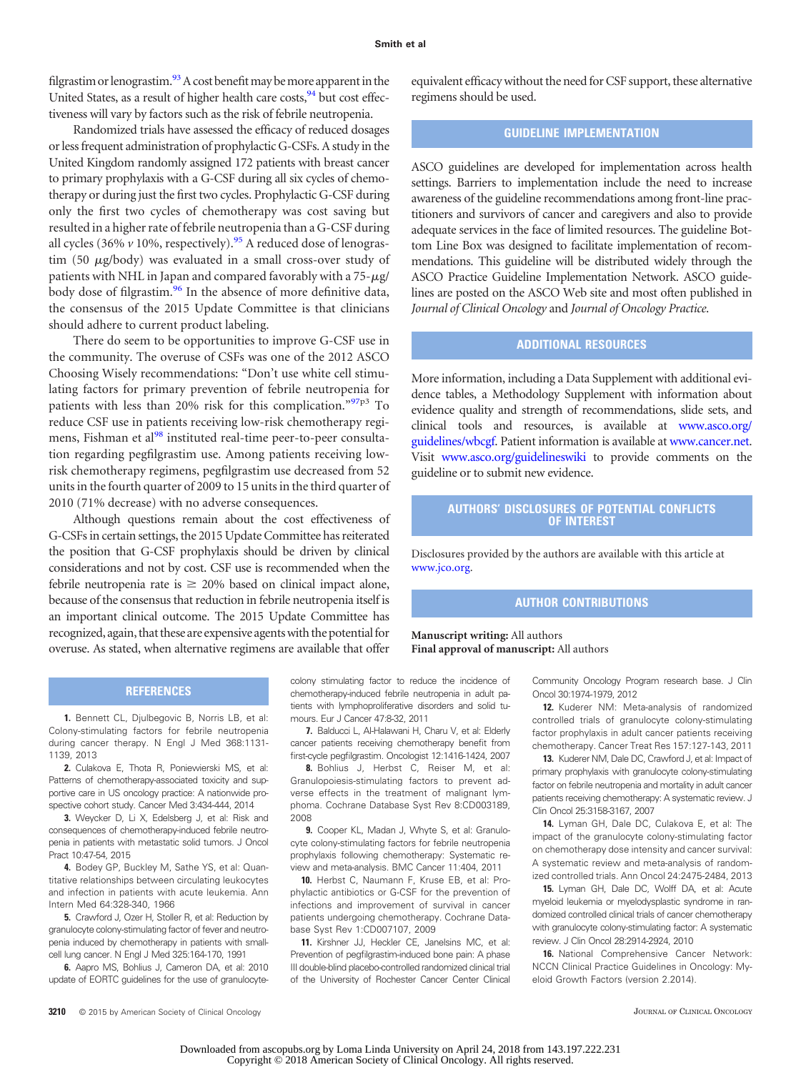filgrastim or lenograstim.[93] A cost benefit may be more apparent in the United States, as a result of higher health care costs,[94] but cost effectiveness will vary by factors such as the risk of febrile neutropenia.

Randomized trials have assessed the efficacy of reduced dosages or less frequent administration of prophylactic G-CSFs. A study in the United Kingdom randomly assigned 172 patients with breast cancer to primary prophylaxis with a G-CSF during all six cycles of chemotherapy or during just the first two cycles. Prophylactic G-CSF during only the first two cycles of chemotherapy was cost saving but resulted in a higher rate of febrile neutropenia than a G-CSF during all cycles (36% *v* 10%, respectively).[95] A reduced dose of lenograstim (50 $\mu$g/body) was evaluated in a small cross-over study of patients with NHL in Japan and compared favorably with a 75-$\mu$g/body dose of filgrastim.[96] In the absence of more definitive data, the consensus of the 2015 Update Committee is that clinicians should adhere to current product labeling.

There do seem to be opportunities to improve G-CSF use in the community. The overuse of CSFs was one of the 2012 ASCO Choosing Wisely recommendations: "Don't use white cell stimulating factors for primary prevention of febrile neutropenia for patients with less than 20% risk for this complication."[97p3] To reduce CSF use in patients receiving low-risk chemotherapy regimens, Fishman et al[98] instituted real-time peer-to-peer consultation regarding pegfilgrastim use. Among patients receiving low-risk chemotherapy regimens, pegfilgrastim use decreased from 52 units in the fourth quarter of 2009 to 15 units in the third quarter of 2010 (71% decrease) with no adverse consequences.

Although questions remain about the cost effectiveness of G-CSFs in certain settings, the 2015 Update Committee has reiterated the position that G-CSF prophylaxis should be driven by clinical considerations and not by cost. CSF use is recommended when the febrile neutropenia rate is $\geq$ 20% based on clinical impact alone, because of the consensus that reduction in febrile neutropenia itself is an important clinical outcome. The 2015 Update Committee has recognized, again, that these are expensive agents with the potential for overuse. As stated, when alternative regimens are available that offer equivalent efficacy without the need for CSF support, these alternative regimens should be used.

## GUIDELINE IMPLEMENTATION

ASCO guidelines are developed for implementation across health settings. Barriers to implementation include the need to increase awareness of the guideline recommendations among front-line practitioners and survivors of cancer and caregivers and also to provide adequate services in the face of limited resources. The guideline Bottom Line Box was designed to facilitate implementation of recommendations. This guideline will be distributed widely through the ASCO Practice Guideline Implementation Network. ASCO guidelines are posted on the ASCO Web site and most often published in *Journal of Clinical Oncology* and *Journal of Oncology Practice*.

## ADDITIONAL RESOURCES

More information, including a Data Supplement with additional evidence tables, a Methodology Supplement with information about evidence quality and strength of recommendations, slide sets, and clinical tools and resources, is available at www.asco.org/guidelines/wbcgf. Patient information is available at www.cancer.net. Visit www.asco.org/guidelineswiki to provide comments on the guideline or to submit new evidence.

## AUTHORS' DISCLOSURES OF POTENTIAL CONFLICTS OF INTEREST

Disclosures provided by the authors are available with this article at www.jco.org.

## AUTHOR CONTRIBUTIONS

**Manuscript writing:** All authors
**Final approval of manuscript:** All authors

## REFERENCES

1. Bennett CL, Djulbegovic B, Norris LB, et al: Colony-stimulating factors for febrile neutropenia during cancer therapy. N Engl J Med 368:1131-1139, 2013
2. Culakova E, Thota R, Poniewierski MS, et al: Patterns of chemotherapy-associated toxicity and supportive care in US oncology practice: A nationwide prospective cohort study. Cancer Med 3:434-444, 2014
3. Weycker D, Li X, Edelsberg J, et al: Risk and consequences of chemotherapy-induced febrile neutropenia in patients with metastatic solid tumors. J Oncol Pract 10:47-54, 2015
4. Bodey GP, Buckley M, Sathe YS, et al: Quantitative relationships between circulating leukocytes and infection in patients with acute leukemia. Ann Intern Med 64:328-340, 1966
5. Crawford J, Ozer H, Stoller R, et al: Reduction by granulocyte colony-stimulating factor of fever and neutropenia induced by chemotherapy in patients with small-cell lung cancer. N Engl J Med 325:164-170, 1991
6. Aapro MS, Bohlius J, Cameron DA, et al: 2010 update of EORTC guidelines for the use of granulocyte-colony stimulating factor to reduce the incidence of chemotherapy-induced febrile neutropenia in adult patients with lymphoproliferative disorders and solid tumours. Eur J Cancer 47:8-32, 2011
7. Balducci L, Al-Halawani H, Charu V, et al: Elderly cancer patients receiving chemotherapy benefit from first-cycle pegfilgrastim. Oncologist 12:1416-1424, 2007
8. Bohlius J, Herbst C, Reiser M, et al: Granulopoiesis-stimulating factors to prevent adverse effects in the treatment of malignant lymphoma. Cochrane Database Syst Rev 8:CD003189, 2008
9. Cooper KL, Madan J, Whyte S, et al: Granulocyte colony-stimulating factors for febrile neutropenia prophylaxis following chemotherapy: Systematic review and meta-analysis. BMC Cancer 11:404, 2011
10. Herbst C, Naumann F, Kruse EB, et al: Prophylactic antibiotics or G-CSF for the prevention of infections and improvement of survival in cancer patients undergoing chemotherapy. Cochrane Database Syst Rev 1:CD007107, 2009
11. Kirshner JJ, Heckler CE, Janelsins MC, et al: Prevention of pegfilgrastim-induced bone pain: A phase III double-blind placebo-controlled randomized clinical trial of the University of Rochester Cancer Center Clinical Community Oncology Program research base. J Clin Oncol 30:1974-1979, 2012
12. Kuderer NM: Meta-analysis of randomized controlled trials of granulocyte colony-stimulating factor prophylaxis in adult cancer patients receiving chemotherapy. Cancer Treat Res 157:127-143, 2011
13. Kuderer NM, Dale DC, Crawford J, et al: Impact of primary prophylaxis with granulocyte colony-stimulating factor on febrile neutropenia and mortality in adult cancer patients receiving chemotherapy: A systematic review. J Clin Oncol 25:3158-3167, 2007
14. Lyman GH, Dale DC, Culakova E, et al: The impact of the granulocyte colony-stimulating factor on chemotherapy dose intensity and cancer survival: A systematic review and meta-analysis of randomized controlled trials. Ann Oncol 24:2475-2484, 2013
15. Lyman GH, Dale DC, Wolff DA, et al: Acute myeloid leukemia or myelodysplastic syndrome in randomized controlled clinical trials of cancer chemotherapy with granulocyte colony-stimulating factor: A systematic review. J Clin Oncol 28:2914-2924, 2010
16. National Comprehensive Cancer Network: NCCN Clinical Practice Guidelines in Oncology: Myeloid Growth Factors (version 2.2014).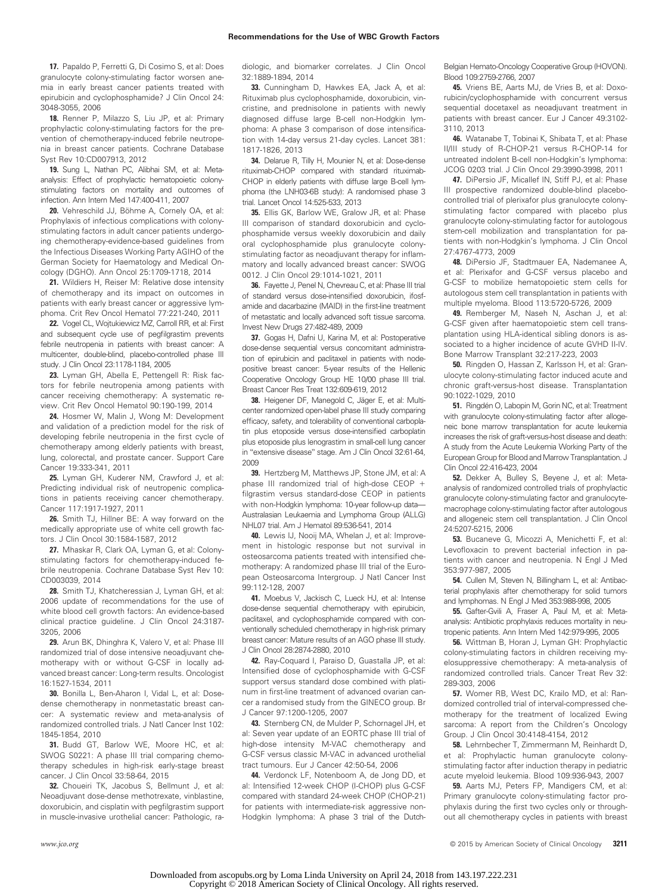**17.** Papaldo P, Ferretti G, Di Cosimo S, et al: Does granulocyte colony-stimulating factor worsen anemia in early breast cancer patients treated with epirubicin and cyclophosphamide? J Clin Oncol 24: 3048-3055, 2006

**18.** Renner P, Milazzo S, Liu JP, et al: Primary prophylactic colony-stimulating factors for the prevention of chemotherapy-induced febrile neutropenia in breast cancer patients. Cochrane Database Syst Rev 10:CD007913, 2012

**19.** Sung L, Nathan PC, Alibhai SM, et al: Meta-analysis: Effect of prophylactic hematopoietic colony-stimulating factors on mortality and outcomes of infection. Ann Intern Med 147:400-411, 2007

**20.** Vehreschild JJ, Böhme A, Cornely OA, et al: Prophylaxis of infectious complications with colony-stimulating factors in adult cancer patients undergoing chemotherapy-evidence-based guidelines from the Infectious Diseases Working Party AGIHO of the German Society for Haematology and Medical Oncology (DGHO). Ann Oncol 25:1709-1718, 2014

**21.** Wildiers H, Reiser M: Relative dose intensity of chemotherapy and its impact on outcomes in patients with early breast cancer or aggressive lymphoma. Crit Rev Oncol Hematol 77:221-240, 2011

**22.** Vogel CL, Wojtukiewicz MZ, Carroll RR, et al: First and subsequent cycle use of pegfilgrastim prevents febrile neutropenia in patients with breast cancer: A multicenter, double-blind, placebo-controlled phase III study. J Clin Oncol 23:1178-1184, 2005

**23.** Lyman GH, Abella E, Pettengell R: Risk factors for febrile neutropenia among patients with cancer receiving chemotherapy: A systematic review. Crit Rev Oncol Hematol 90:190-199, 2014

**24.** Hosmer W, Malin J, Wong M: Development and validation of a prediction model for the risk of developing febrile neutropenia in the first cycle of chemotherapy among elderly patients with breast, lung, colorectal, and prostate cancer. Support Care Cancer 19:333-341, 2011

**25.** Lyman GH, Kuderer NM, Crawford J, et al: Predicting individual risk of neutropenic complications in patients receiving cancer chemotherapy. Cancer 117:1917-1927, 2011

**26.** Smith TJ, Hillner BE: A way forward on the medically appropriate use of white cell growth factors. J Clin Oncol 30:1584-1587, 2012

**27.** Mhaskar R, Clark OA, Lyman G, et al: Colony-stimulating factors for chemotherapy-induced febrile neutropenia. Cochrane Database Syst Rev 10: CD003039, 2014

**28.** Smith TJ, Khatcheressian J, Lyman GH, et al: 2006 update of recommendations for the use of white blood cell growth factors: An evidence-based clinical practice guideline. J Clin Oncol 24:3187-3205, 2006

**29.** Arun BK, Dhinghra K, Valero V, et al: Phase III randomized trial of dose intensive neoadjuvant chemotherapy with or without G-CSF in locally advanced breast cancer: Long-term results. Oncologist 16:1527-1534, 2011

**30.** Bonilla L, Ben-Aharon I, Vidal L, et al: Dose-dense chemotherapy in nonmetastatic breast cancer: A systematic review and meta-analysis of randomized controlled trials. J Natl Cancer Inst 102: 1845-1854, 2010

**31.** Budd GT, Barlow WE, Moore HC, et al: SWOG S0221: A phase III trial comparing chemotherapy schedules in high-risk early-stage breast cancer. J Clin Oncol 33:58-64, 2015

**32.** Choueiri TK, Jacobus S, Bellmunt J, et al: Neoadjuvant dose-dense methotrexate, vinblastine, doxorubicin, and cisplatin with pegfilgrastim support in muscle-invasive urothelial cancer: Pathologic, radiologic, and biomarker correlates. J Clin Oncol 32:1889-1894, 2014

**33.** Cunningham D, Hawkes EA, Jack A, et al: Rituximab plus cyclophosphamide, doxorubicin, vincristine, and prednisolone in patients with newly diagnosed diffuse large B-cell non-Hodgkin lymphoma: A phase 3 comparison of dose intensification with 14-day versus 21-day cycles. Lancet 381: 1817-1826, 2013

**34.** Delarue R, Tilly H, Mounier N, et al: Dose-dense rituximab-CHOP compared with standard rituximab-CHOP in elderly patients with diffuse large B-cell lymphoma (the LNH03-6B study): A randomised phase 3 trial. Lancet Oncol 14:525-533, 2013

**35.** Ellis GK, Barlow WE, Gralow JR, et al: Phase III comparison of standard doxorubicin and cyclophosphamide versus weekly doxorubicin and daily oral cyclophosphamide plus granulocyte colony-stimulating factor as neoadjuvant therapy for inflammatory and locally advanced breast cancer: SWOG 0012. J Clin Oncol 29:1014-1021, 2011

**36.** Fayette J, Penel N, Chevreau C, et al: Phase III trial of standard versus dose-intensified doxorubicin, ifosfamide and dacarbazine (MAID) in the first-line treatment of metastatic and locally advanced soft tissue sarcoma. Invest New Drugs 27:482-489, 2009

**37.** Gogas H, Dafni U, Karina M, et al: Postoperative dose-dense sequential versus concomitant administration of epirubicin and paclitaxel in patients with node-positive breast cancer: 5-year results of the Hellenic Cooperative Oncology Group HE 10/00 phase III trial. Breast Cancer Res Treat 132:609-619, 2012

**38.** Heigener DF, Manegold C, Jäger E, et al: Multicenter randomized open-label phase III study comparing efficacy, safety, and tolerability of conventional carboplatin plus etoposide versus dose-intensified carboplatin plus etoposide plus lenograstim in small-cell lung cancer in "extensive disease" stage. Am J Clin Oncol 32:61-64, 2009

**39.** Hertzberg M, Matthews JP, Stone JM, et al: A phase III randomized trial of high-dose CEOP + filgrastim versus standard-dose CEOP in patients with non-Hodgkin lymphoma: 10-year follow-up data—Australasian Leukaemia and Lymphoma Group (ALLG) NHL07 trial. Am J Hematol 89:536-541, 2014

**40.** Lewis IJ, Nooij MA, Whelan J, et al: Improvement in histologic response but not survival in osteosarcoma patients treated with intensified chemotherapy: A randomized phase III trial of the European Osteosarcoma Intergroup. J Natl Cancer Inst 99:112-128, 2007

**41.** Moebus V, Jackisch C, Lueck HJ, et al: Intense dose-dense sequential chemotherapy with epirubicin, paclitaxel, and cyclophosphamide compared with conventionally scheduled chemotherapy in high-risk primary breast cancer: Mature results of an AGO phase III study. J Clin Oncol 28:2874-2880, 2010

**42.** Ray-Coquard I, Paraiso D, Guastalla JP, et al: Intensified dose of cyclophosphamide with G-CSF support versus standard dose combined with platinum in first-line treatment of advanced ovarian cancer a randomised study from the GINECO group. Br J Cancer 97:1200-1205, 2007

**43.** Sternberg CN, de Mulder P, Schornagel JH, et al: Seven year update of an EORTC phase III trial of high-dose intensity M-VAC chemotherapy and G-CSF versus classic M-VAC in advanced urothelial tract tumours. Eur J Cancer 42:50-54, 2006

**44.** Verdonck LF, Notenboom A, de Jong DD, et al: Intensified 12-week CHOP (I-CHOP) plus G-CSF compared with standard 24-week CHOP (CHOP-21) for patients with intermediate-risk aggressive non-Hodgkin lymphoma: A phase 3 trial of the Dutch-Belgian Hemato-Oncology Cooperative Group (HOVON). Blood 109:2759-2766, 2007

**45.** Vriens BE, Aarts MJ, de Vries B, et al: Doxorubicin/cyclophosphamide with concurrent versus sequential docetaxel as neoadjuvant treatment in patients with breast cancer. Eur J Cancer 49:3102-3110, 2013

**46.** Watanabe T, Tobinai K, Shibata T, et al: Phase II/III study of R-CHOP-21 versus R-CHOP-14 for untreated indolent B-cell non-Hodgkin's lymphoma: JCOG 0203 trial. J Clin Oncol 29:3990-3998, 2011

**47.** DiPersio JF, Micallef IN, Stiff PJ, et al: Phase III prospective randomized double-blind placebo-controlled trial of plerixafor plus granulocyte colony-stimulating factor compared with placebo plus granulocyte colony-stimulating factor for autologous stem-cell mobilization and transplantation for patients with non-Hodgkin's lymphoma. J Clin Oncol 27:4767-4773, 2009

**48.** DiPersio JF, Stadtmauer EA, Nademanee A, et al: Plerixafor and G-CSF versus placebo and G-CSF to mobilize hematopoietic stem cells for autologous stem cell transplantation in patients with multiple myeloma. Blood 113:5720-5726, 2009

**49.** Remberger M, Naseh N, Aschan J, et al: G-CSF given after haematopoietic stem cell transplantation using HLA-identical sibling donors is associated to a higher incidence of acute GVHD II-IV. Bone Marrow Transplant 32:217-223, 2003

**50.** Ringden O, Hassan Z, Karlsson H, et al: Granulocyte colony-stimulating factor induced acute and chronic graft-versus-host disease. Transplantation 90:1022-1029, 2010

**51.** Ringdén O, Labopin M, Gorin NC, et al: Treatment with granulocyte colony-stimulating factor after allogeneic bone marrow transplantation for acute leukemia increases the risk of graft-versus-host disease and death: A study from the Acute Leukemia Working Party of the European Group for Blood and Marrow Transplantation. J Clin Oncol 22:416-423, 2004

**52.** Dekker A, Bulley S, Beyene J, et al: Meta-analysis of randomized controlled trials of prophylactic granulocyte colony-stimulating factor and granulocyte-macrophage colony-stimulating factor after autologous and allogeneic stem cell transplantation. J Clin Oncol 24:5207-5215, 2006

**53.** Bucaneve G, Micozzi A, Menichetti F, et al: Levofloxacin to prevent bacterial infection in patients with cancer and neutropenia. N Engl J Med 353:977-987, 2005

**54.** Cullen M, Steven N, Billingham L, et al: Antibacterial prophylaxis after chemotherapy for solid tumors and lymphomas. N Engl J Med 353:988-998, 2005

**55.** Gafter-Gvili A, Fraser A, Paul M, et al: Meta-analysis: Antibiotic prophylaxis reduces mortality in neutropenic patients. Ann Intern Med 142:979-995, 2005

**56.** Wittman B, Horan J, Lyman GH: Prophylactic colony-stimulating factors in children receiving myelosuppressive chemotherapy: A meta-analysis of randomized controlled trials. Cancer Treat Rev 32: 289-303, 2006

**57.** Womer RB, West DC, Krailo MD, et al: Randomized controlled trial of interval-compressed chemotherapy for the treatment of localized Ewing sarcoma: A report from the Children's Oncology Group. J Clin Oncol 30:4148-4154, 2012

**58.** Lehrnbecher T, Zimmermann M, Reinhardt D, et al: Prophylactic human granulocyte colony-stimulating factor after induction therapy in pediatric acute myeloid leukemia. Blood 109:936-943, 2007

**59.** Aarts MJ, Peters FP, Mandigers CM, et al: Primary granulocyte colony-stimulating factor prophylaxis during the first two cycles only or throughout all chemotherapy cycles in patients with breast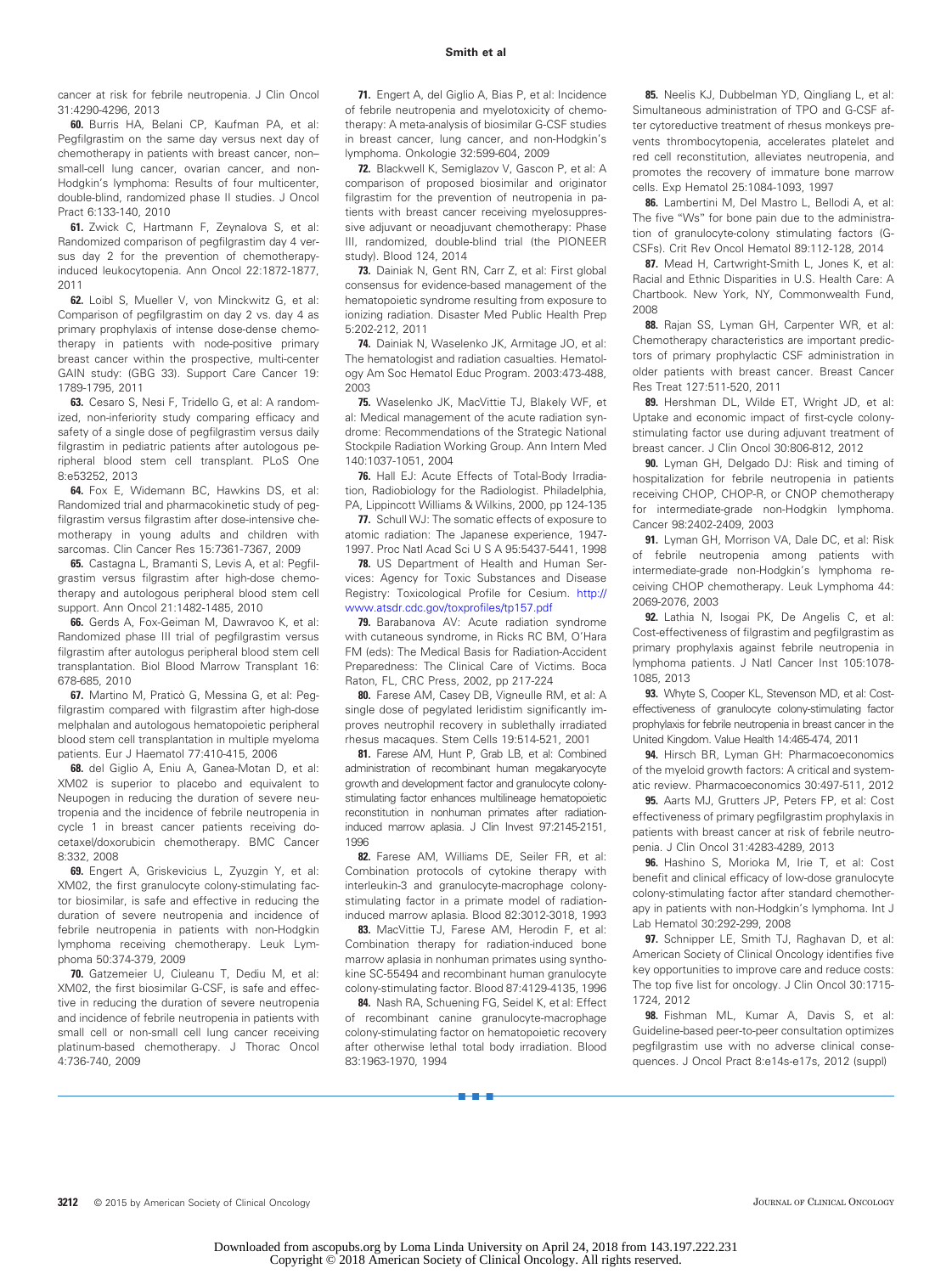cancer at risk for febrile neutropenia. J Clin Oncol 31:4290-4296, 2013

**60.** Burris HA, Belani CP, Kaufman PA, et al: Pegfilgrastim on the same day versus next day of chemotherapy in patients with breast cancer, non–small-cell lung cancer, ovarian cancer, and non-Hodgkin's lymphoma: Results of four multicenter, double-blind, randomized phase II studies. J Oncol Pract 6:133-140, 2010

**61.** Zwick C, Hartmann F, Zeynalova S, et al: Randomized comparison of pegfilgrastim day 4 versus day 2 for the prevention of chemotherapy-induced leukocytopenia. Ann Oncol 22:1872-1877, 2011

**62.** Loibl S, Mueller V, von Minckwitz G, et al: Comparison of pegfilgrastim on day 2 vs. day 4 as primary prophylaxis of intense dose-dense chemotherapy in patients with node-positive primary breast cancer within the prospective, multi-center GAIN study: (GBG 33). Support Care Cancer 19: 1789-1795, 2011

**63.** Cesaro S, Nesi F, Tridello G, et al: A randomized, non-inferiority study comparing efficacy and safety of a single dose of pegfilgrastim versus daily filgrastim in pediatric patients after autologous peripheral blood stem cell transplant. PLoS One 8:e53252, 2013

**64.** Fox E, Widemann BC, Hawkins DS, et al: Randomized trial and pharmacokinetic study of pegfilgrastim versus filgrastim after dose-intensive chemotherapy in young adults and children with sarcomas. Clin Cancer Res 15:7361-7367, 2009

**65.** Castagna L, Bramanti S, Levis A, et al: Pegfilgrastim versus filgrastim after high-dose chemotherapy and autologous peripheral blood stem cell support. Ann Oncol 21:1482-1485, 2010

**66.** Gerds A, Fox-Geiman M, Dawravoo K, et al: Randomized phase III trial of pegfilgrastim versus filgrastim after autologus peripheral blood stem cell transplantation. Biol Blood Marrow Transplant 16: 678-685, 2010

**67.** Martino M, Praticò G, Messina G, et al: Pegfilgrastim compared with filgrastim after high-dose melphalan and autologous hematopoietic peripheral blood stem cell transplantation in multiple myeloma patients. Eur J Haematol 77:410-415, 2006

**68.** del Giglio A, Eniu A, Ganea-Motan D, et al: XM02 is superior to placebo and equivalent to Neupogen in reducing the duration of severe neutropenia and the incidence of febrile neutropenia in cycle 1 in breast cancer patients receiving docetaxel/doxorubicin chemotherapy. BMC Cancer 8:332, 2008

**69.** Engert A, Griskevicius L, Zyuzgin Y, et al: XM02, the first granulocyte colony-stimulating factor biosimilar, is safe and effective in reducing the duration of severe neutropenia and incidence of febrile neutropenia in patients with non-Hodgkin lymphoma receiving chemotherapy. Leuk Lymphoma 50:374-379, 2009

**70.** Gatzemeier U, Ciuleanu T, Dediu M, et al: XM02, the first biosimilar G-CSF, is safe and effective in reducing the duration of severe neutropenia and incidence of febrile neutropenia in patients with small cell or non-small cell lung cancer receiving platinum-based chemotherapy. J Thorac Oncol 4:736-740, 2009

**71.** Engert A, del Giglio A, Bias P, et al: Incidence of febrile neutropenia and myelotoxicity of chemotherapy: A meta-analysis of biosimilar G-CSF studies in breast cancer, lung cancer, and non-Hodgkin's lymphoma. Onkologie 32:599-604, 2009

**72.** Blackwell K, Semiglazov V, Gascon P, et al: A comparison of proposed biosimilar and originator filgrastim for the prevention of neutropenia in patients with breast cancer receiving myelosuppressive adjuvant or neoadjuvant chemotherapy: Phase III, randomized, double-blind trial (the PIONEER study). Blood 124, 2014

**73.** Dainiak N, Gent RN, Carr Z, et al: First global consensus for evidence-based management of the hematopoietic syndrome resulting from exposure to ionizing radiation. Disaster Med Public Health Prep 5:202-212, 2011

**74.** Dainiak N, Waselenko JK, Armitage JO, et al: The hematologist and radiation casualties. Hematology Am Soc Hematol Educ Program. 2003:473-488, 2003

**75.** Waselenko JK, MacVittie TJ, Blakely WF, et al: Medical management of the acute radiation syndrome: Recommendations of the Strategic National Stockpile Radiation Working Group. Ann Intern Med 140:1037-1051, 2004

**76.** Hall EJ: Acute Effects of Total-Body Irradiation, Radiobiology for the Radiologist. Philadelphia, PA, Lippincott Williams & Wilkins, 2000, pp 124-135

**77.** Schull WJ: The somatic effects of exposure to atomic radiation: The Japanese experience, 1947-1997. Proc Natl Acad Sci U S A 95:5437-5441, 1998

**78.** US Department of Health and Human Services: Agency for Toxic Substances and Disease Registry: Toxicological Profile for Cesium. http://www.atsdr.cdc.gov/toxprofiles/tp157.pdf

**79.** Barabanova AV: Acute radiation syndrome with cutaneous syndrome, in Ricks RC BM, O'Hara FM (eds): The Medical Basis for Radiation-Accident Preparedness: The Clinical Care of Victims. Boca Raton, FL, CRC Press, 2002, pp 217-224

**80.** Farese AM, Casey DB, Vigneulle RM, et al: A single dose of pegylated leridistim significantly improves neutrophil recovery in sublethally irradiated rhesus macaques. Stem Cells 19:514-521, 2001

**81.** Farese AM, Hunt P, Grab LB, et al: Combined administration of recombinant human megakaryocyte growth and development factor and granulocyte colony-stimulating factor enhances multilineage hematopoietic reconstitution in nonhuman primates after radiation-induced marrow aplasia. J Clin Invest 97:2145-2151, 1996

**82.** Farese AM, Williams DE, Seiler FR, et al: Combination protocols of cytokine therapy with interleukin-3 and granulocyte-macrophage colony-stimulating factor in a primate model of radiation-induced marrow aplasia. Blood 82:3012-3018, 1993

**83.** MacVittie TJ, Farese AM, Herodin F, et al: Combination therapy for radiation-induced bone marrow aplasia in nonhuman primates using synthokine SC-55494 and recombinant human granulocyte colony-stimulating factor. Blood 87:4129-4135, 1996

**84.** Nash RA, Schuening FG, Seidel K, et al: Effect of recombinant canine granulocyte-macrophage colony-stimulating factor on hematopoietic recovery after otherwise lethal total body irradiation. Blood 83:1963-1970, 1994

**85.** Neelis KJ, Dubbelman YD, Qingliang L, et al: Simultaneous administration of TPO and G-CSF after cytoreductive treatment of rhesus monkeys prevents thrombocytopenia, accelerates platelet and red cell reconstitution, alleviates neutropenia, and promotes the recovery of immature bone marrow cells. Exp Hematol 25:1084-1093, 1997

**86.** Lambertini M, Del Mastro L, Bellodi A, et al: The five "Ws" for bone pain due to the administration of granulocyte-colony stimulating factors (G-CSFs). Crit Rev Oncol Hematol 89:112-128, 2014

**87.** Mead H, Cartwright-Smith L, Jones K, et al: Racial and Ethnic Disparities in U.S. Health Care: A Chartbook. New York, NY, Commonwealth Fund, 2008

**88.** Rajan SS, Lyman GH, Carpenter WR, et al: Chemotherapy characteristics are important predictors of primary prophylactic CSF administration in older patients with breast cancer. Breast Cancer Res Treat 127:511-520, 2011

**89.** Hershman DL, Wilde ET, Wright JD, et al: Uptake and economic impact of first-cycle colony-stimulating factor use during adjuvant treatment of breast cancer. J Clin Oncol 30:806-812, 2012

**90.** Lyman GH, Delgado DJ: Risk and timing of hospitalization for febrile neutropenia in patients receiving CHOP, CHOP-R, or CNOP chemotherapy for intermediate-grade non-Hodgkin lymphoma. Cancer 98:2402-2409, 2003

**91.** Lyman GH, Morrison VA, Dale DC, et al: Risk of febrile neutropenia among patients with intermediate-grade non-Hodgkin's lymphoma receiving CHOP chemotherapy. Leuk Lymphoma 44: 2069-2076, 2003

**92.** Lathia N, Isogai PK, De Angelis C, et al: Cost-effectiveness of filgrastim and pegfilgrastim as primary prophylaxis against febrile neutropenia in lymphoma patients. J Natl Cancer Inst 105:1078-1085, 2013

**93.** Whyte S, Cooper KL, Stevenson MD, et al: Cost-effectiveness of granulocyte colony-stimulating factor prophylaxis for febrile neutropenia in breast cancer in the United Kingdom. Value Health 14:465-474, 2011

**94.** Hirsch BR, Lyman GH: Pharmacoeconomics of the myeloid growth factors: A critical and systematic review. Pharmacoeconomics 30:497-511, 2012

**95.** Aarts MJ, Grutters JP, Peters FP, et al: Cost effectiveness of primary pegfilgrastim prophylaxis in patients with breast cancer at risk of febrile neutropenia. J Clin Oncol 31:4283-4289, 2013

**96.** Hashino S, Morioka M, Irie T, et al: Cost benefit and clinical efficacy of low-dose granulocyte colony-stimulating factor after standard chemotherapy in patients with non-Hodgkin's lymphoma. Int J Lab Hematol 30:292-299, 2008

**97.** Schnipper LE, Smith TJ, Raghavan D, et al: American Society of Clinical Oncology identifies five key opportunities to improve care and reduce costs: The top five list for oncology. J Clin Oncol 30:1715-1724, 2012

**98.** Fishman ML, Kumar A, Davis S, et al: Guideline-based peer-to-peer consultation optimizes pegfilgrastim use with no adverse clinical consequences. J Oncol Pract 8:e14s-e17s, 2012 (suppl)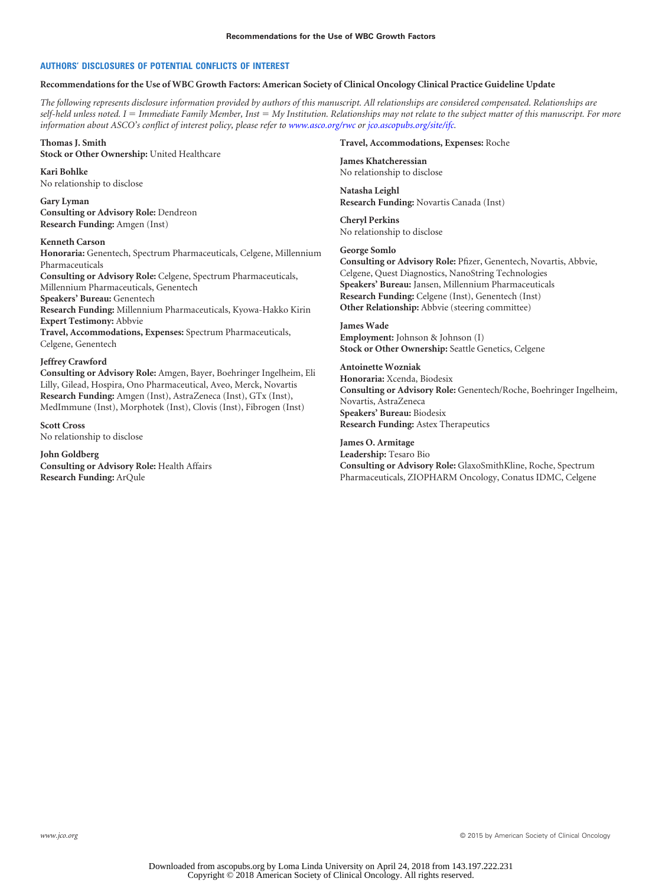## AUTHORS' DISCLOSURES OF POTENTIAL CONFLICTS OF INTEREST

**Recommendations for the Use of WBC Growth Factors: American Society of Clinical Oncology Clinical Practice Guideline Update**

*The following represents disclosure information provided by authors of this manuscript. All relationships are considered compensated. Relationships are self-held unless noted. I = Immediate Family Member, Inst = My Institution. Relationships may not relate to the subject matter of this manuscript. For more information about ASCO's conflict of interest policy, please refer to www.asco.org/rwc or jco.ascopubs.org/site/ifc.*

**Thomas J. Smith**
**Stock or Other Ownership:** United Healthcare

**Kari Bohlke**
No relationship to disclose

**Gary Lyman**
**Consulting or Advisory Role:** Dendreon
**Research Funding:** Amgen (Inst)

**Kenneth Carson**
**Honoraria:** Genentech, Spectrum Pharmaceuticals, Celgene, Millennium Pharmaceuticals
**Consulting or Advisory Role:** Celgene, Spectrum Pharmaceuticals, Millennium Pharmaceuticals, Genentech
**Speakers' Bureau:** Genentech
**Research Funding:** Millennium Pharmaceuticals, Kyowa-Hakko Kirin
**Expert Testimony:** Abbvie
**Travel, Accommodations, Expenses:** Spectrum Pharmaceuticals, Celgene, Genentech

**Jeffrey Crawford**
**Consulting or Advisory Role:** Amgen, Bayer, Boehringer Ingelheim, Eli Lilly, Gilead, Hospira, Ono Pharmaceutical, Aveo, Merck, Novartis
**Research Funding:** Amgen (Inst), AstraZeneca (Inst), GTx (Inst), MedImmune (Inst), Morphotek (Inst), Clovis (Inst), Fibrogen (Inst)

**Scott Cross**
No relationship to disclose

**John Goldberg**
**Consulting or Advisory Role:** Health Affairs
**Research Funding:** ArQule
**Travel, Accommodations, Expenses:** Roche

**James Khatcheressian**
No relationship to disclose

**Natasha Leighl**
**Research Funding:** Novartis Canada (Inst)

**Cheryl Perkins**
No relationship to disclose

**George Somlo**
**Consulting or Advisory Role:** Pfizer, Genentech, Novartis, Abbvie, Celgene, Quest Diagnostics, NanoString Technologies
**Speakers' Bureau:** Jansen, Millennium Pharmaceuticals
**Research Funding:** Celgene (Inst), Genentech (Inst)
**Other Relationship:** Abbvie (steering committee)

**James Wade**
**Employment:** Johnson & Johnson (I)
**Stock or Other Ownership:** Seattle Genetics, Celgene

**Antoinette Wozniak**
**Honoraria:** Xcenda, Biodesix
**Consulting or Advisory Role:** Genentech/Roche, Boehringer Ingelheim, Novartis, AstraZeneca
**Speakers' Bureau:** Biodesix
**Research Funding:** Astex Therapeutics

**James O. Armitage**
**Leadership:** Tesaro Bio
**Consulting or Advisory Role:** GlaxoSmithKline, Roche, Spectrum Pharmaceuticals, ZIOPHARM Oncology, Conatus IDMC, Celgene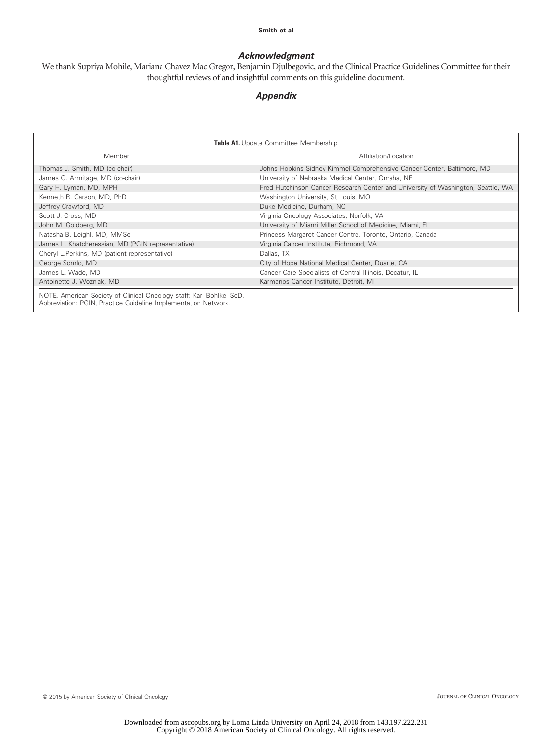## Acknowledgment

We thank Supriya Mohile, Mariana Chavez Mac Gregor, Benjamin Djulbegovic, and the Clinical Practice Guidelines Committee for their thoughtful reviews of and insightful comments on this guideline document.

## Appendix

**Table A1.** Update Committee Membership

| Member | Affiliation/Location |
|---|---|
| Thomas J. Smith, MD (co-chair) | Johns Hopkins Sidney Kimmel Comprehensive Cancer Center, Baltimore, MD |
| James O. Armitage, MD (co-chair) | University of Nebraska Medical Center, Omaha, NE |
| Gary H. Lyman, MD, MPH | Fred Hutchinson Cancer Research Center and University of Washington, Seattle, WA |
| Kenneth R. Carson, MD, PhD | Washington University, St Louis, MO |
| Jeffrey Crawford, MD | Duke Medicine, Durham, NC |
| Scott J. Cross, MD | Virginia Oncology Associates, Norfolk, VA |
| John M. Goldberg, MD | University of Miami Miller School of Medicine, Miami, FL |
| Natasha B. Leighl, MD, MMSc | Princess Margaret Cancer Centre, Toronto, Ontario, Canada |
| James L. Khatcheressian, MD (PGIN representative) | Virginia Cancer Institute, Richmond, VA |
| Cheryl L.Perkins, MD (patient representative) | Dallas, TX |
| George Somlo, MD | City of Hope National Medical Center, Duarte, CA |
| James L. Wade, MD | Cancer Care Specialists of Central Illinois, Decatur, IL |
| Antoinette J. Wozniak, MD | Karmanos Cancer Institute, Detroit, MI |

NOTE. American Society of Clinical Oncology staff: Kari Bohlke, ScD.
Abbreviation: PGIN, Practice Guideline Implementation Network.